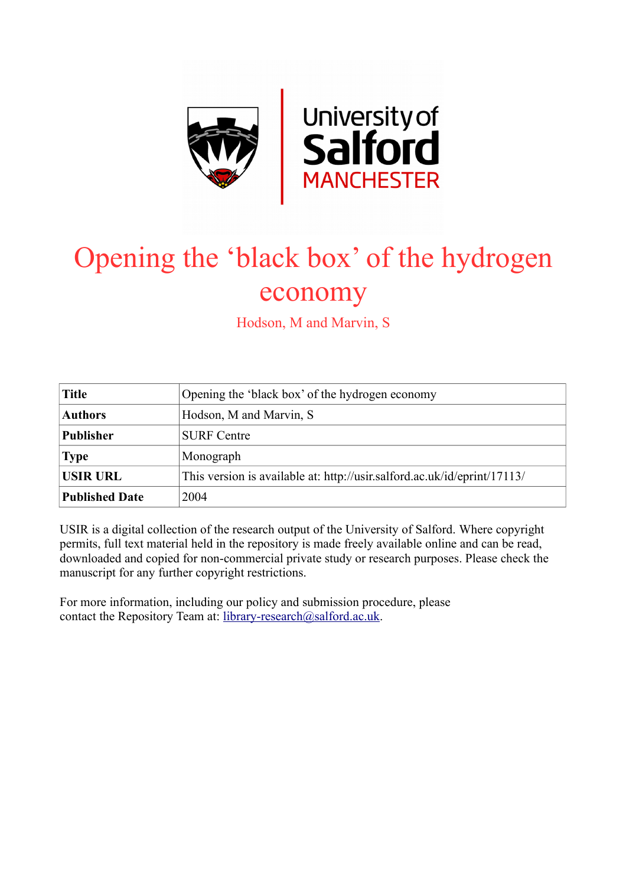University of Salford MANCHESTER

# Opening the 'black box' of the hydrogen economy

Hodson, M and Marvin, S

| **Title** | Opening the 'black box' of the hydrogen economy |
|---|---|
| **Authors** | Hodson, M and Marvin, S |
| **Publisher** | SURF Centre |
| **Type** | Monograph |
| **USIR URL** | This version is available at: http://usir.salford.ac.uk/id/eprint/17113/ |
| **Published Date** | 2004 |

USIR is a digital collection of the research output of the University of Salford. Where copyright permits, full text material held in the repository is made freely available online and can be read, downloaded and copied for non-commercial private study or research purposes. Please check the manuscript for any further copyright restrictions.

For more information, including our policy and submission procedure, please contact the Repository Team at: library-research@salford.ac.uk.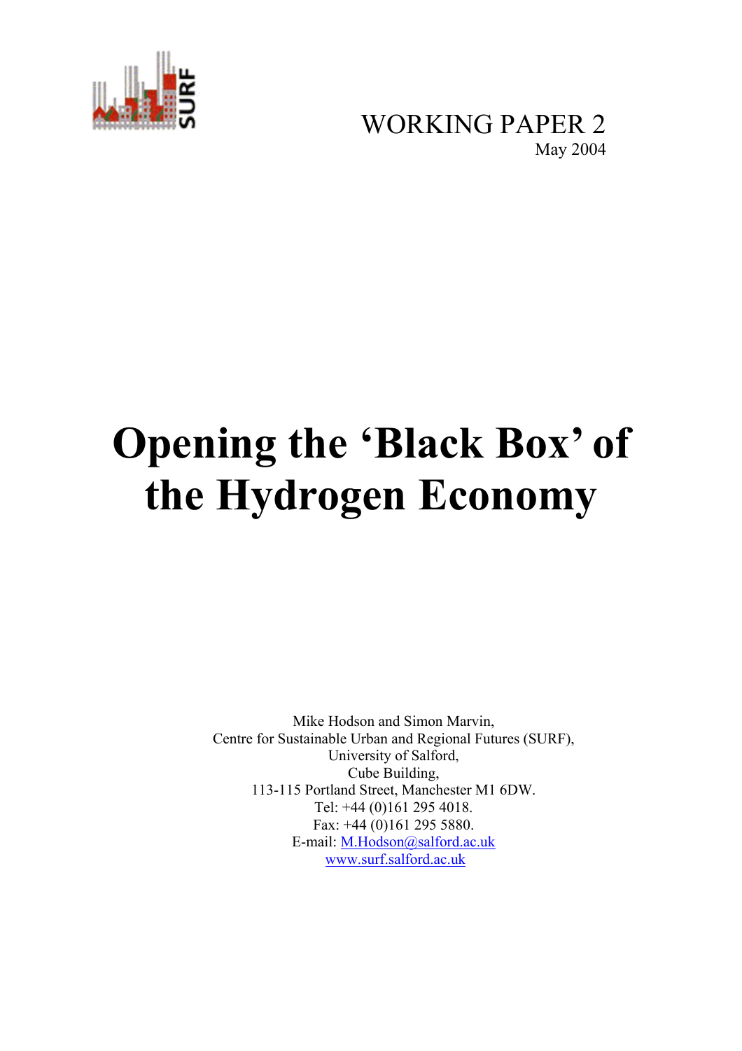WORKING PAPER 2

May 2004

# Opening the 'Black Box' of the Hydrogen Economy

Mike Hodson and Simon Marvin,
Centre for Sustainable Urban and Regional Futures (SURF),
University of Salford,
Cube Building,
113-115 Portland Street, Manchester M1 6DW.
Tel: +44 (0)161 295 4018.
Fax: +44 (0)161 295 5880.
E-mail: M.Hodson@salford.ac.uk
www.surf.salford.ac.uk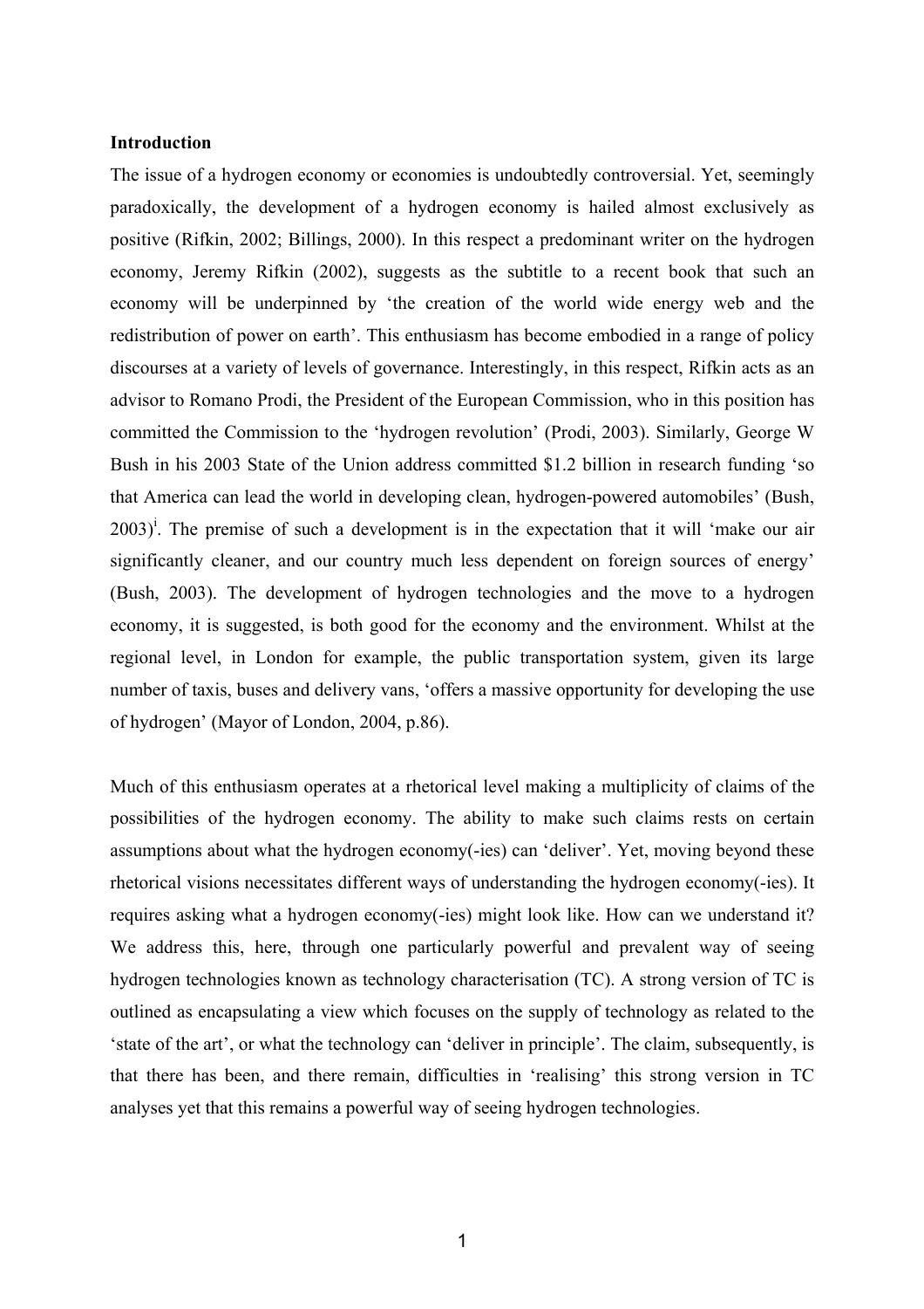**Introduction**

The issue of a hydrogen economy or economies is undoubtedly controversial. Yet, seemingly paradoxically, the development of a hydrogen economy is hailed almost exclusively as positive (Rifkin, 2002; Billings, 2000). In this respect a predominant writer on the hydrogen economy, Jeremy Rifkin (2002), suggests as the subtitle to a recent book that such an economy will be underpinned by 'the creation of the world wide energy web and the redistribution of power on earth'. This enthusiasm has become embodied in a range of policy discourses at a variety of levels of governance. Interestingly, in this respect, Rifkin acts as an advisor to Romano Prodi, the President of the European Commission, who in this position has committed the Commission to the 'hydrogen revolution' (Prodi, 2003). Similarly, George W Bush in his 2003 State of the Union address committed $1.2 billion in research funding 'so that America can lead the world in developing clean, hydrogen-powered automobiles' (Bush, 2003)[i]. The premise of such a development is in the expectation that it will 'make our air significantly cleaner, and our country much less dependent on foreign sources of energy' (Bush, 2003). The development of hydrogen technologies and the move to a hydrogen economy, it is suggested, is both good for the economy and the environment. Whilst at the regional level, in London for example, the public transportation system, given its large number of taxis, buses and delivery vans, 'offers a massive opportunity for developing the use of hydrogen' (Mayor of London, 2004, p.86).

Much of this enthusiasm operates at a rhetorical level making a multiplicity of claims of the possibilities of the hydrogen economy. The ability to make such claims rests on certain assumptions about what the hydrogen economy(-ies) can 'deliver'. Yet, moving beyond these rhetorical visions necessitates different ways of understanding the hydrogen economy(-ies). It requires asking what a hydrogen economy(-ies) might look like. How can we understand it? We address this, here, through one particularly powerful and prevalent way of seeing hydrogen technologies known as technology characterisation (TC). A strong version of TC is outlined as encapsulating a view which focuses on the supply of technology as related to the 'state of the art', or what the technology can 'deliver in principle'. The claim, subsequently, is that there has been, and there remain, difficulties in 'realising' this strong version in TC analyses yet that this remains a powerful way of seeing hydrogen technologies.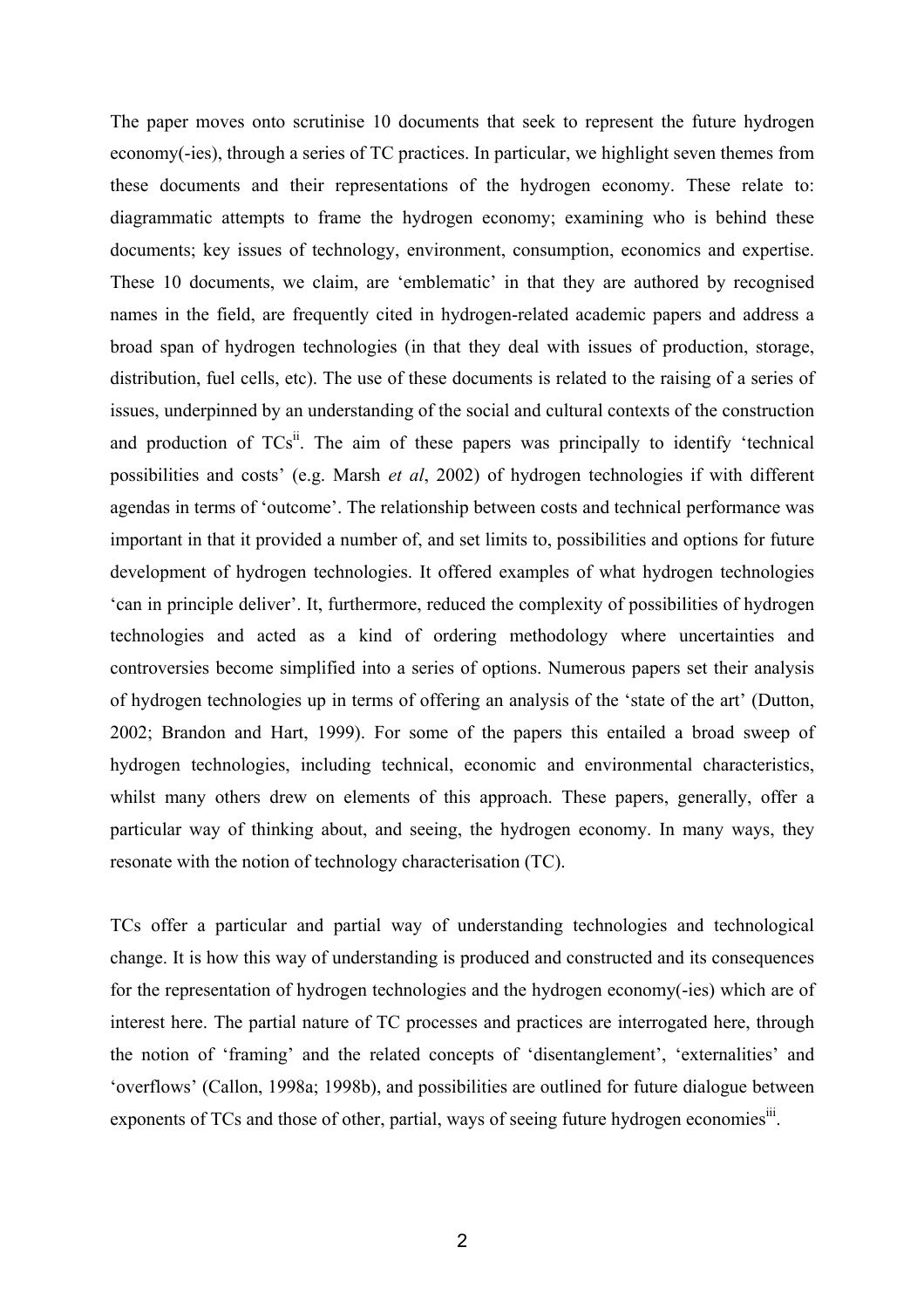The paper moves onto scrutinise 10 documents that seek to represent the future hydrogen economy(-ies), through a series of TC practices. In particular, we highlight seven themes from these documents and their representations of the hydrogen economy. These relate to: diagrammatic attempts to frame the hydrogen economy; examining who is behind these documents; key issues of technology, environment, consumption, economics and expertise. These 10 documents, we claim, are 'emblematic' in that they are authored by recognised names in the field, are frequently cited in hydrogen-related academic papers and address a broad span of hydrogen technologies (in that they deal with issues of production, storage, distribution, fuel cells, etc). The use of these documents is related to the raising of a series of issues, underpinned by an understanding of the social and cultural contexts of the construction and production of TCs[ii]. The aim of these papers was principally to identify 'technical possibilities and costs' (e.g. Marsh *et al*, 2002) of hydrogen technologies if with different agendas in terms of 'outcome'. The relationship between costs and technical performance was important in that it provided a number of, and set limits to, possibilities and options for future development of hydrogen technologies. It offered examples of what hydrogen technologies 'can in principle deliver'. It, furthermore, reduced the complexity of possibilities of hydrogen technologies and acted as a kind of ordering methodology where uncertainties and controversies become simplified into a series of options. Numerous papers set their analysis of hydrogen technologies up in terms of offering an analysis of the 'state of the art' (Dutton, 2002; Brandon and Hart, 1999). For some of the papers this entailed a broad sweep of hydrogen technologies, including technical, economic and environmental characteristics, whilst many others drew on elements of this approach. These papers, generally, offer a particular way of thinking about, and seeing, the hydrogen economy. In many ways, they resonate with the notion of technology characterisation (TC).

TCs offer a particular and partial way of understanding technologies and technological change. It is how this way of understanding is produced and constructed and its consequences for the representation of hydrogen technologies and the hydrogen economy(-ies) which are of interest here. The partial nature of TC processes and practices are interrogated here, through the notion of 'framing' and the related concepts of 'disentanglement', 'externalities' and 'overflows' (Callon, 1998a; 1998b), and possibilities are outlined for future dialogue between exponents of TCs and those of other, partial, ways of seeing future hydrogen economies[iii].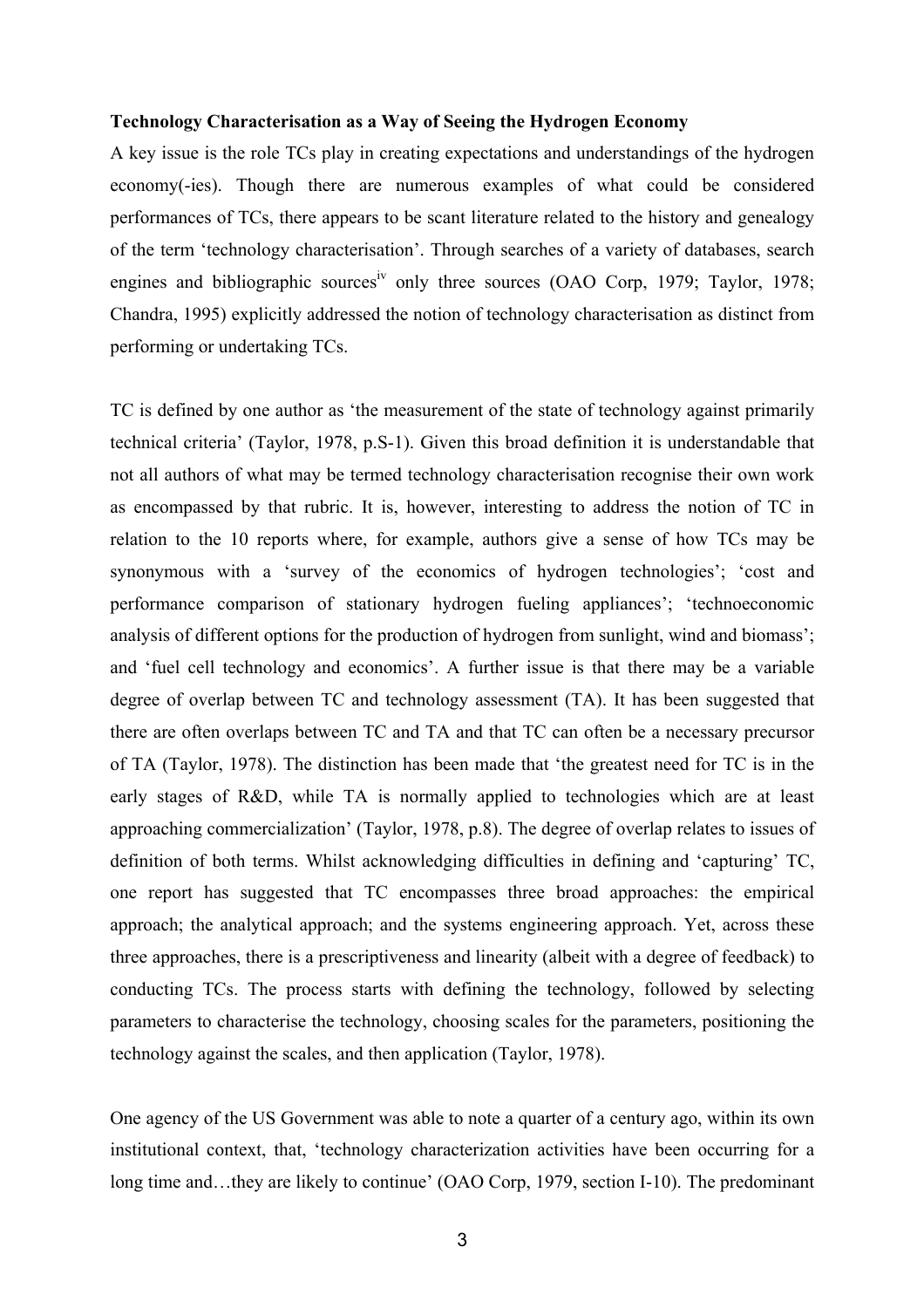**Technology Characterisation as a Way of Seeing the Hydrogen Economy**

A key issue is the role TCs play in creating expectations and understandings of the hydrogen economy(-ies). Though there are numerous examples of what could be considered performances of TCs, there appears to be scant literature related to the history and genealogy of the term 'technology characterisation'. Through searches of a variety of databases, search engines and bibliographic sources[iv] only three sources (OAO Corp, 1979; Taylor, 1978; Chandra, 1995) explicitly addressed the notion of technology characterisation as distinct from performing or undertaking TCs.

TC is defined by one author as 'the measurement of the state of technology against primarily technical criteria' (Taylor, 1978, p.S-1). Given this broad definition it is understandable that not all authors of what may be termed technology characterisation recognise their own work as encompassed by that rubric. It is, however, interesting to address the notion of TC in relation to the 10 reports where, for example, authors give a sense of how TCs may be synonymous with a 'survey of the economics of hydrogen technologies'; 'cost and performance comparison of stationary hydrogen fueling appliances'; 'technoeconomic analysis of different options for the production of hydrogen from sunlight, wind and biomass'; and 'fuel cell technology and economics'. A further issue is that there may be a variable degree of overlap between TC and technology assessment (TA). It has been suggested that there are often overlaps between TC and TA and that TC can often be a necessary precursor of TA (Taylor, 1978). The distinction has been made that 'the greatest need for TC is in the early stages of R&D, while TA is normally applied to technologies which are at least approaching commercialization' (Taylor, 1978, p.8). The degree of overlap relates to issues of definition of both terms. Whilst acknowledging difficulties in defining and 'capturing' TC, one report has suggested that TC encompasses three broad approaches: the empirical approach; the analytical approach; and the systems engineering approach. Yet, across these three approaches, there is a prescriptiveness and linearity (albeit with a degree of feedback) to conducting TCs. The process starts with defining the technology, followed by selecting parameters to characterise the technology, choosing scales for the parameters, positioning the technology against the scales, and then application (Taylor, 1978).

One agency of the US Government was able to note a quarter of a century ago, within its own institutional context, that, 'technology characterization activities have been occurring for a long time and…they are likely to continue' (OAO Corp, 1979, section I-10). The predominant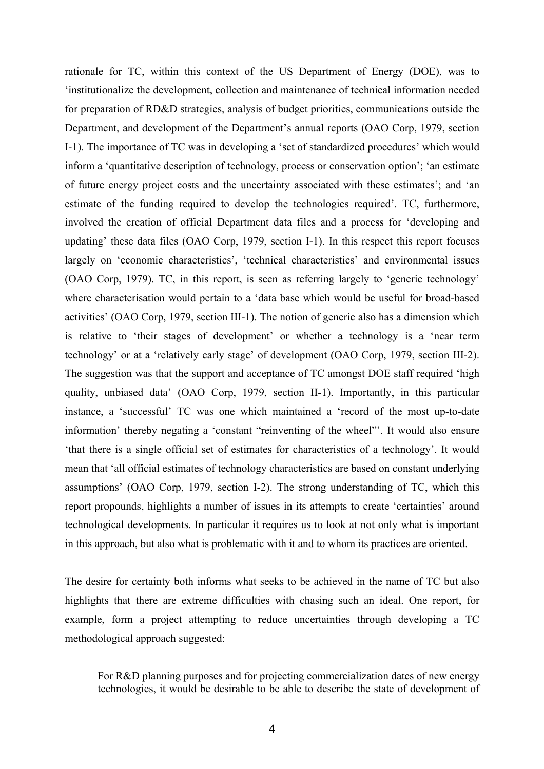rationale for TC, within this context of the US Department of Energy (DOE), was to 'institutionalize the development, collection and maintenance of technical information needed for preparation of RD&D strategies, analysis of budget priorities, communications outside the Department, and development of the Department's annual reports (OAO Corp, 1979, section I-1). The importance of TC was in developing a 'set of standardized procedures' which would inform a 'quantitative description of technology, process or conservation option'; 'an estimate of future energy project costs and the uncertainty associated with these estimates'; and 'an estimate of the funding required to develop the technologies required'. TC, furthermore, involved the creation of official Department data files and a process for 'developing and updating' these data files (OAO Corp, 1979, section I-1). In this respect this report focuses largely on 'economic characteristics', 'technical characteristics' and environmental issues (OAO Corp, 1979). TC, in this report, is seen as referring largely to 'generic technology' where characterisation would pertain to a 'data base which would be useful for broad-based activities' (OAO Corp, 1979, section III-1). The notion of generic also has a dimension which is relative to 'their stages of development' or whether a technology is a 'near term technology' or at a 'relatively early stage' of development (OAO Corp, 1979, section III-2). The suggestion was that the support and acceptance of TC amongst DOE staff required 'high quality, unbiased data' (OAO Corp, 1979, section II-1). Importantly, in this particular instance, a 'successful' TC was one which maintained a 'record of the most up-to-date information' thereby negating a 'constant "reinventing of the wheel"'. It would also ensure 'that there is a single official set of estimates for characteristics of a technology'. It would mean that 'all official estimates of technology characteristics are based on constant underlying assumptions' (OAO Corp, 1979, section I-2). The strong understanding of TC, which this report propounds, highlights a number of issues in its attempts to create 'certainties' around technological developments. In particular it requires us to look at not only what is important in this approach, but also what is problematic with it and to whom its practices are oriented.

The desire for certainty both informs what seeks to be achieved in the name of TC but also highlights that there are extreme difficulties with chasing such an ideal. One report, for example, form a project attempting to reduce uncertainties through developing a TC methodological approach suggested:

> For R&D planning purposes and for projecting commercialization dates of new energy technologies, it would be desirable to be able to describe the state of development of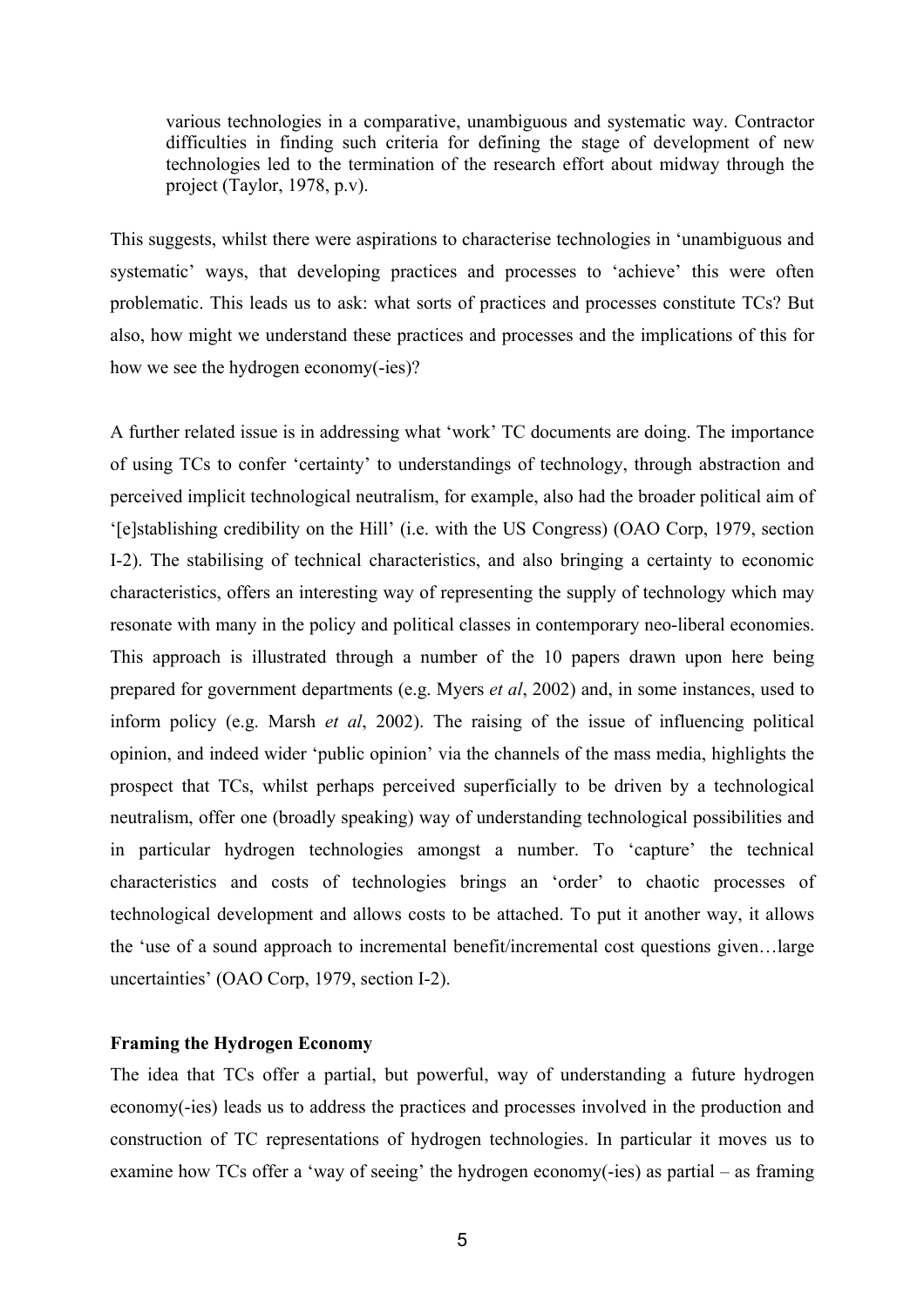> various technologies in a comparative, unambiguous and systematic way. Contractor difficulties in finding such criteria for defining the stage of development of new technologies led to the termination of the research effort about midway through the project (Taylor, 1978, p.v).

This suggests, whilst there were aspirations to characterise technologies in 'unambiguous and systematic' ways, that developing practices and processes to 'achieve' this were often problematic. This leads us to ask: what sorts of practices and processes constitute TCs? But also, how might we understand these practices and processes and the implications of this for how we see the hydrogen economy(-ies)?

A further related issue is in addressing what 'work' TC documents are doing. The importance of using TCs to confer 'certainty' to understandings of technology, through abstraction and perceived implicit technological neutralism, for example, also had the broader political aim of '[e]stablishing credibility on the Hill' (i.e. with the US Congress) (OAO Corp, 1979, section I-2). The stabilising of technical characteristics, and also bringing a certainty to economic characteristics, offers an interesting way of representing the supply of technology which may resonate with many in the policy and political classes in contemporary neo-liberal economies. This approach is illustrated through a number of the 10 papers drawn upon here being prepared for government departments (e.g. Myers *et al*, 2002) and, in some instances, used to inform policy (e.g. Marsh *et al*, 2002). The raising of the issue of influencing political opinion, and indeed wider 'public opinion' via the channels of the mass media, highlights the prospect that TCs, whilst perhaps perceived superficially to be driven by a technological neutralism, offer one (broadly speaking) way of understanding technological possibilities and in particular hydrogen technologies amongst a number. To 'capture' the technical characteristics and costs of technologies brings an 'order' to chaotic processes of technological development and allows costs to be attached. To put it another way, it allows the 'use of a sound approach to incremental benefit/incremental cost questions given…large uncertainties' (OAO Corp, 1979, section I-2).

**Framing the Hydrogen Economy**

The idea that TCs offer a partial, but powerful, way of understanding a future hydrogen economy(-ies) leads us to address the practices and processes involved in the production and construction of TC representations of hydrogen technologies. In particular it moves us to examine how TCs offer a 'way of seeing' the hydrogen economy(-ies) as partial – as framing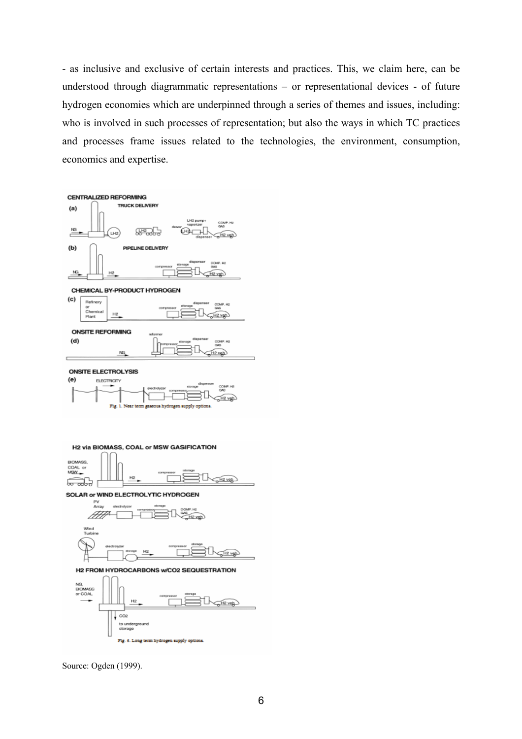- as inclusive and exclusive of certain interests and practices. This, we claim here, can be understood through diagrammatic representations – or representational devices - of future hydrogen economies which are underpinned through a series of themes and issues, including: who is involved in such processes of representation; but also the ways in which TC practices and processes frame issues related to the technologies, the environment, consumption, economics and expertise.

Fig. 1. Near term gaseous hydrogen supply options.

Fig. 5. Long term hydrogen supply options.

Source: Ogden (1999).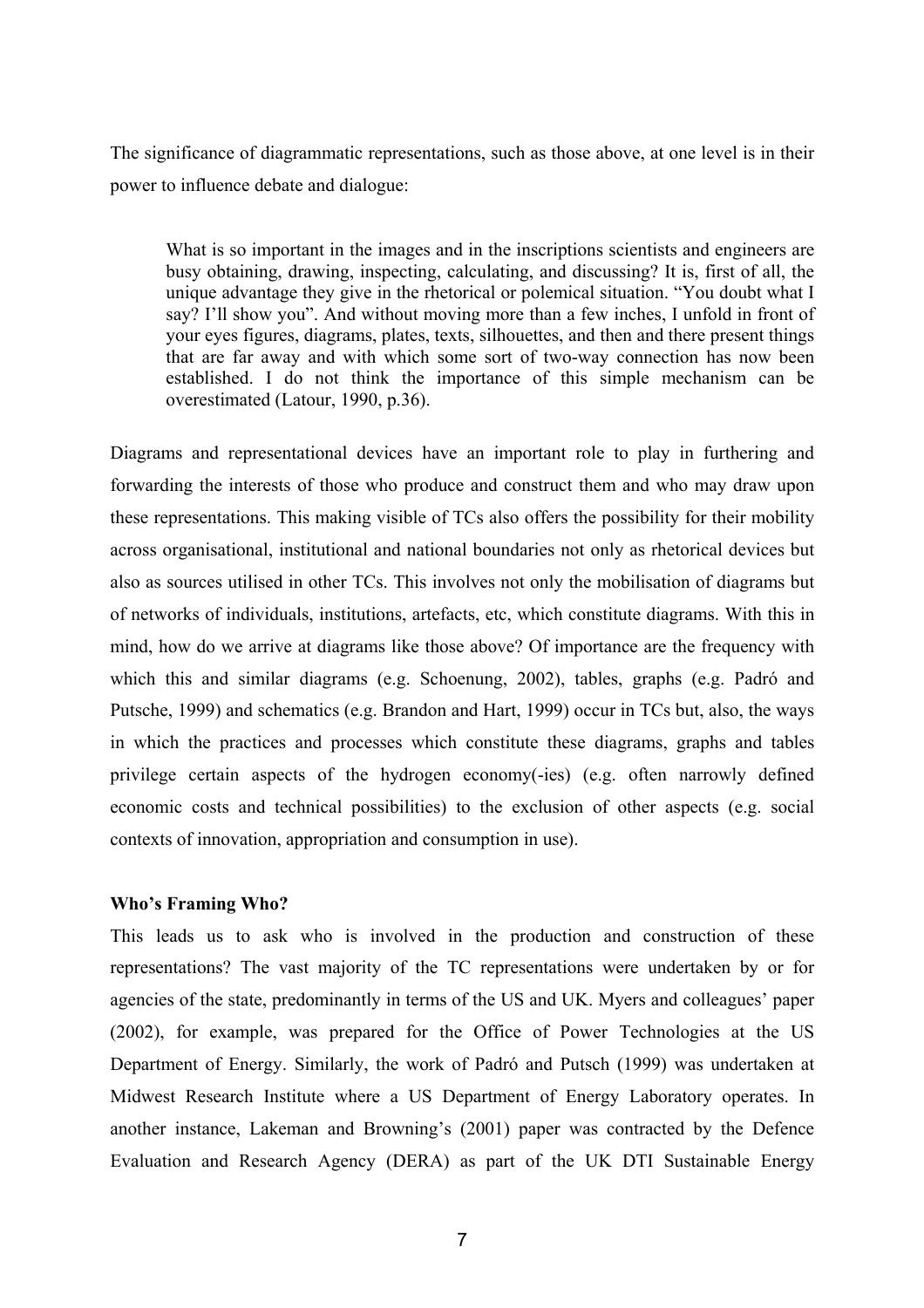The significance of diagrammatic representations, such as those above, at one level is in their power to influence debate and dialogue:

> What is so important in the images and in the inscriptions scientists and engineers are busy obtaining, drawing, inspecting, calculating, and discussing? It is, first of all, the unique advantage they give in the rhetorical or polemical situation. "You doubt what I say? I'll show you". And without moving more than a few inches, I unfold in front of your eyes figures, diagrams, plates, texts, silhouettes, and then and there present things that are far away and with which some sort of two-way connection has now been established. I do not think the importance of this simple mechanism can be overestimated (Latour, 1990, p.36).

Diagrams and representational devices have an important role to play in furthering and forwarding the interests of those who produce and construct them and who may draw upon these representations. This making visible of TCs also offers the possibility for their mobility across organisational, institutional and national boundaries not only as rhetorical devices but also as sources utilised in other TCs. This involves not only the mobilisation of diagrams but of networks of individuals, institutions, artefacts, etc, which constitute diagrams. With this in mind, how do we arrive at diagrams like those above? Of importance are the frequency with which this and similar diagrams (e.g. Schoenung, 2002), tables, graphs (e.g. Padró and Putsche, 1999) and schematics (e.g. Brandon and Hart, 1999) occur in TCs but, also, the ways in which the practices and processes which constitute these diagrams, graphs and tables privilege certain aspects of the hydrogen economy(-ies) (e.g. often narrowly defined economic costs and technical possibilities) to the exclusion of other aspects (e.g. social contexts of innovation, appropriation and consumption in use).

**Who's Framing Who?**

This leads us to ask who is involved in the production and construction of these representations? The vast majority of the TC representations were undertaken by or for agencies of the state, predominantly in terms of the US and UK. Myers and colleagues' paper (2002), for example, was prepared for the Office of Power Technologies at the US Department of Energy. Similarly, the work of Padró and Putsch (1999) was undertaken at Midwest Research Institute where a US Department of Energy Laboratory operates. In another instance, Lakeman and Browning's (2001) paper was contracted by the Defence Evaluation and Research Agency (DERA) as part of the UK DTI Sustainable Energy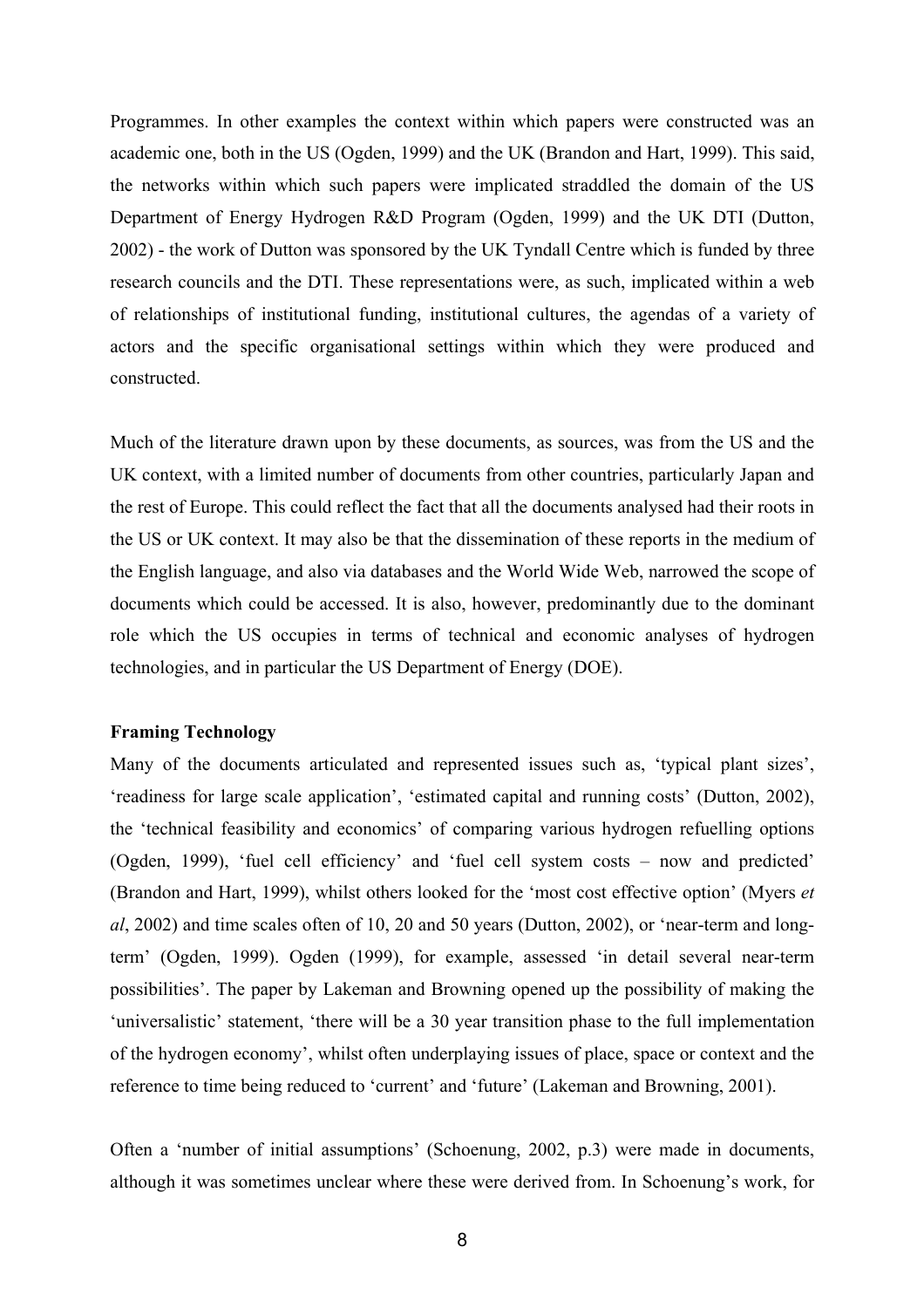Programmes. In other examples the context within which papers were constructed was an academic one, both in the US (Ogden, 1999) and the UK (Brandon and Hart, 1999). This said, the networks within which such papers were implicated straddled the domain of the US Department of Energy Hydrogen R&D Program (Ogden, 1999) and the UK DTI (Dutton, 2002) - the work of Dutton was sponsored by the UK Tyndall Centre which is funded by three research councils and the DTI. These representations were, as such, implicated within a web of relationships of institutional funding, institutional cultures, the agendas of a variety of actors and the specific organisational settings within which they were produced and constructed.

Much of the literature drawn upon by these documents, as sources, was from the US and the UK context, with a limited number of documents from other countries, particularly Japan and the rest of Europe. This could reflect the fact that all the documents analysed had their roots in the US or UK context. It may also be that the dissemination of these reports in the medium of the English language, and also via databases and the World Wide Web, narrowed the scope of documents which could be accessed. It is also, however, predominantly due to the dominant role which the US occupies in terms of technical and economic analyses of hydrogen technologies, and in particular the US Department of Energy (DOE).

**Framing Technology**

Many of the documents articulated and represented issues such as, 'typical plant sizes', 'readiness for large scale application', 'estimated capital and running costs' (Dutton, 2002), the 'technical feasibility and economics' of comparing various hydrogen refuelling options (Ogden, 1999), 'fuel cell efficiency' and 'fuel cell system costs – now and predicted' (Brandon and Hart, 1999), whilst others looked for the 'most cost effective option' (Myers *et al*, 2002) and time scales often of 10, 20 and 50 years (Dutton, 2002), or 'near-term and long-term' (Ogden, 1999). Ogden (1999), for example, assessed 'in detail several near-term possibilities'. The paper by Lakeman and Browning opened up the possibility of making the 'universalistic' statement, 'there will be a 30 year transition phase to the full implementation of the hydrogen economy', whilst often underplaying issues of place, space or context and the reference to time being reduced to 'current' and 'future' (Lakeman and Browning, 2001).

Often a 'number of initial assumptions' (Schoenung, 2002, p.3) were made in documents, although it was sometimes unclear where these were derived from. In Schoenung's work, for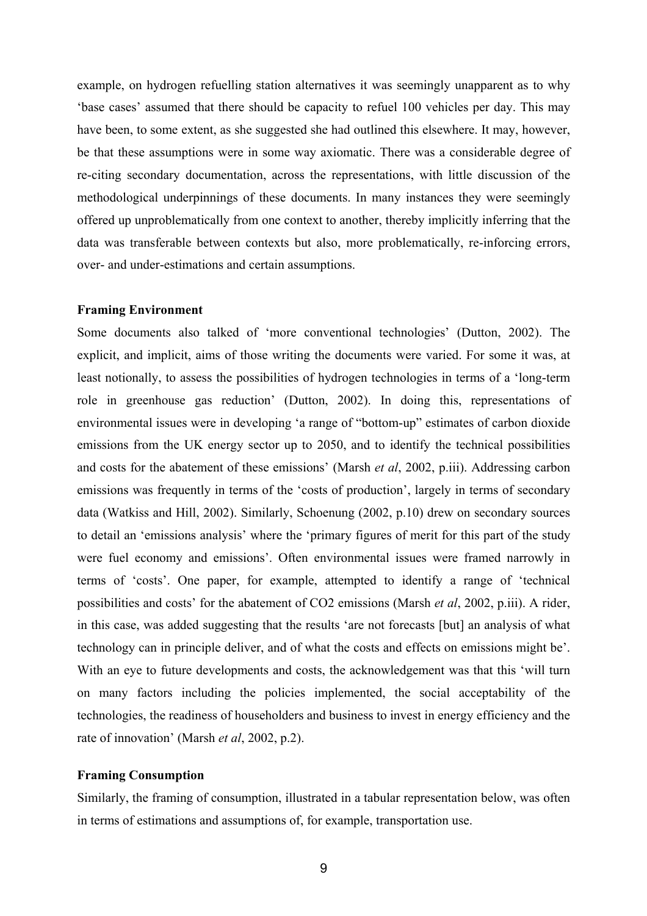example, on hydrogen refuelling station alternatives it was seemingly unapparent as to why 'base cases' assumed that there should be capacity to refuel 100 vehicles per day. This may have been, to some extent, as she suggested she had outlined this elsewhere. It may, however, be that these assumptions were in some way axiomatic. There was a considerable degree of re-citing secondary documentation, across the representations, with little discussion of the methodological underpinnings of these documents. In many instances they were seemingly offered up unproblematically from one context to another, thereby implicitly inferring that the data was transferable between contexts but also, more problematically, re-inforcing errors, over- and under-estimations and certain assumptions.

**Framing Environment**

Some documents also talked of 'more conventional technologies' (Dutton, 2002). The explicit, and implicit, aims of those writing the documents were varied. For some it was, at least notionally, to assess the possibilities of hydrogen technologies in terms of a 'long-term role in greenhouse gas reduction' (Dutton, 2002). In doing this, representations of environmental issues were in developing 'a range of "bottom-up" estimates of carbon dioxide emissions from the UK energy sector up to 2050, and to identify the technical possibilities and costs for the abatement of these emissions' (Marsh *et al*, 2002, p.iii). Addressing carbon emissions was frequently in terms of the 'costs of production', largely in terms of secondary data (Watkiss and Hill, 2002). Similarly, Schoenung (2002, p.10) drew on secondary sources to detail an 'emissions analysis' where the 'primary figures of merit for this part of the study were fuel economy and emissions'. Often environmental issues were framed narrowly in terms of 'costs'. One paper, for example, attempted to identify a range of 'technical possibilities and costs' for the abatement of CO2 emissions (Marsh *et al*, 2002, p.iii). A rider, in this case, was added suggesting that the results 'are not forecasts [but] an analysis of what technology can in principle deliver, and of what the costs and effects on emissions might be'. With an eye to future developments and costs, the acknowledgement was that this 'will turn on many factors including the policies implemented, the social acceptability of the technologies, the readiness of householders and business to invest in energy efficiency and the rate of innovation' (Marsh *et al*, 2002, p.2).

**Framing Consumption**

Similarly, the framing of consumption, illustrated in a tabular representation below, was often in terms of estimations and assumptions of, for example, transportation use.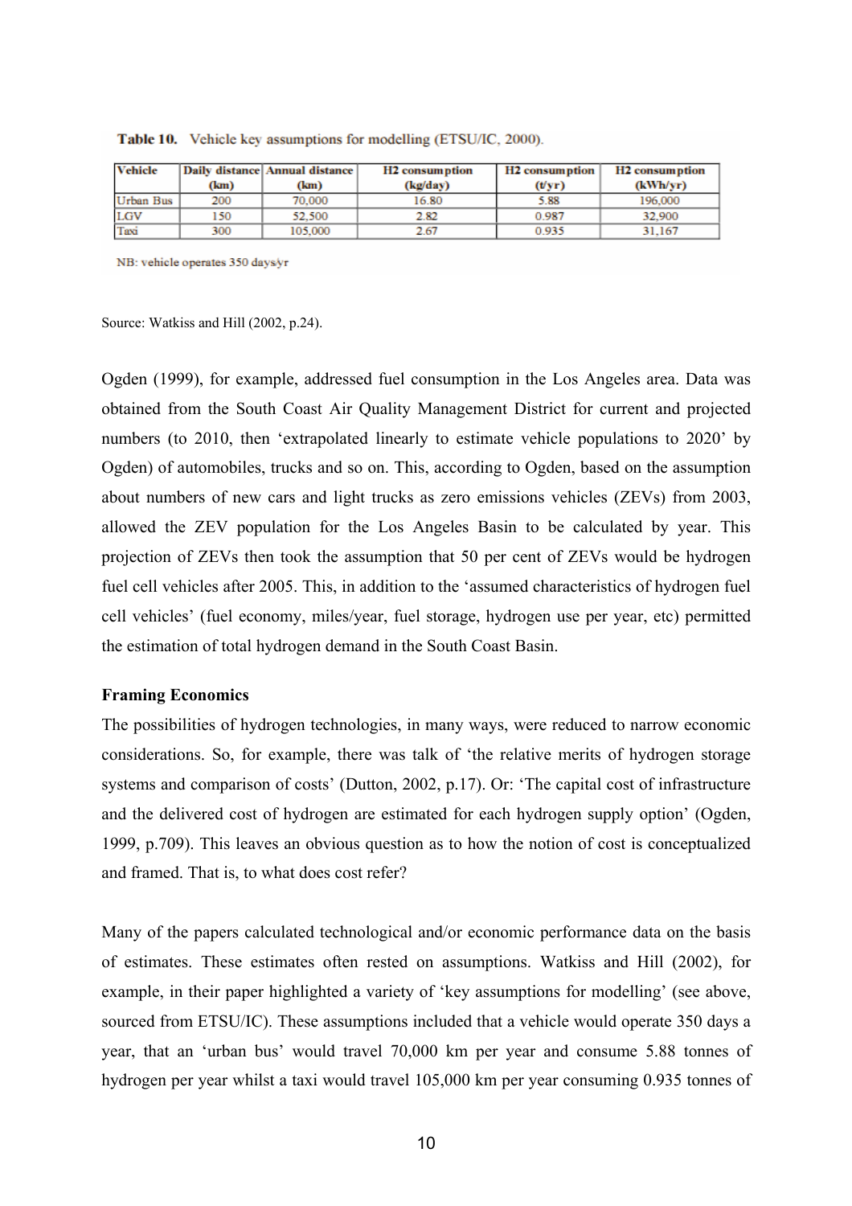**Table 10.** Vehicle key assumptions for modelling (ETSU/IC, 2000).

| Vehicle | Daily distance (km) | Annual distance (km) | H2 consumption (kg/day) | H2 consumption (t/yr) | H2 consumption (kWh/yr) |
|---|---|---|---|---|---|
| Urban Bus | 200 | 70,000 | 16.80 | 5.88 | 196,000 |
| LGV | 150 | 52,500 | 2.82 | 0.987 | 32,900 |
| Taxi | 300 | 105,000 | 2.67 | 0.935 | 31,167 |

NB: vehicle operates 350 days/yr

Source: Watkiss and Hill (2002, p.24).

Ogden (1999), for example, addressed fuel consumption in the Los Angeles area. Data was obtained from the South Coast Air Quality Management District for current and projected numbers (to 2010, then 'extrapolated linearly to estimate vehicle populations to 2020' by Ogden) of automobiles, trucks and so on. This, according to Ogden, based on the assumption about numbers of new cars and light trucks as zero emissions vehicles (ZEVs) from 2003, allowed the ZEV population for the Los Angeles Basin to be calculated by year. This projection of ZEVs then took the assumption that 50 per cent of ZEVs would be hydrogen fuel cell vehicles after 2005. This, in addition to the 'assumed characteristics of hydrogen fuel cell vehicles' (fuel economy, miles/year, fuel storage, hydrogen use per year, etc) permitted the estimation of total hydrogen demand in the South Coast Basin.

**Framing Economics**

The possibilities of hydrogen technologies, in many ways, were reduced to narrow economic considerations. So, for example, there was talk of 'the relative merits of hydrogen storage systems and comparison of costs' (Dutton, 2002, p.17). Or: 'The capital cost of infrastructure and the delivered cost of hydrogen are estimated for each hydrogen supply option' (Ogden, 1999, p.709). This leaves an obvious question as to how the notion of cost is conceptualized and framed. That is, to what does cost refer?

Many of the papers calculated technological and/or economic performance data on the basis of estimates. These estimates often rested on assumptions. Watkiss and Hill (2002), for example, in their paper highlighted a variety of 'key assumptions for modelling' (see above, sourced from ETSU/IC). These assumptions included that a vehicle would operate 350 days a year, that an 'urban bus' would travel 70,000 km per year and consume 5.88 tonnes of hydrogen per year whilst a taxi would travel 105,000 km per year consuming 0.935 tonnes of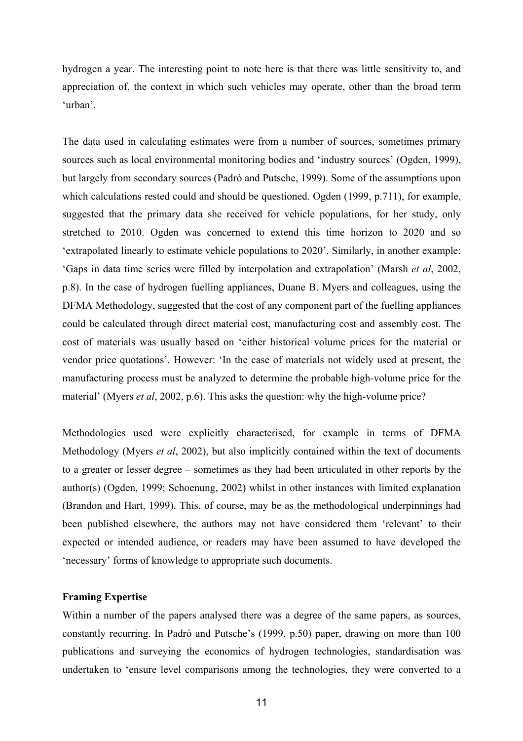hydrogen a year. The interesting point to note here is that there was little sensitivity to, and appreciation of, the context in which such vehicles may operate, other than the broad term 'urban'.

The data used in calculating estimates were from a number of sources, sometimes primary sources such as local environmental monitoring bodies and 'industry sources' (Ogden, 1999), but largely from secondary sources (Padró and Putsche, 1999). Some of the assumptions upon which calculations rested could and should be questioned. Ogden (1999, p.711), for example, suggested that the primary data she received for vehicle populations, for her study, only stretched to 2010. Ogden was concerned to extend this time horizon to 2020 and so 'extrapolated linearly to estimate vehicle populations to 2020'. Similarly, in another example: 'Gaps in data time series were filled by interpolation and extrapolation' (Marsh *et al*, 2002, p.8). In the case of hydrogen fuelling appliances, Duane B. Myers and colleagues, using the DFMA Methodology, suggested that the cost of any component part of the fuelling appliances could be calculated through direct material cost, manufacturing cost and assembly cost. The cost of materials was usually based on 'either historical volume prices for the material or vendor price quotations'. However: 'In the case of materials not widely used at present, the manufacturing process must be analyzed to determine the probable high-volume price for the material' (Myers *et al*, 2002, p.6). This asks the question: why the high-volume price?

Methodologies used were explicitly characterised, for example in terms of DFMA Methodology (Myers *et al*, 2002), but also implicitly contained within the text of documents to a greater or lesser degree – sometimes as they had been articulated in other reports by the author(s) (Ogden, 1999; Schoenung, 2002) whilst in other instances with limited explanation (Brandon and Hart, 1999). This, of course, may be as the methodological underpinnings had been published elsewhere, the authors may not have considered them 'relevant' to their expected or intended audience, or readers may have been assumed to have developed the 'necessary' forms of knowledge to appropriate such documents.

**Framing Expertise**

Within a number of the papers analysed there was a degree of the same papers, as sources, constantly recurring. In Padró and Putsche's (1999, p.50) paper, drawing on more than 100 publications and surveying the economics of hydrogen technologies, standardisation was undertaken to 'ensure level comparisons among the technologies, they were converted to a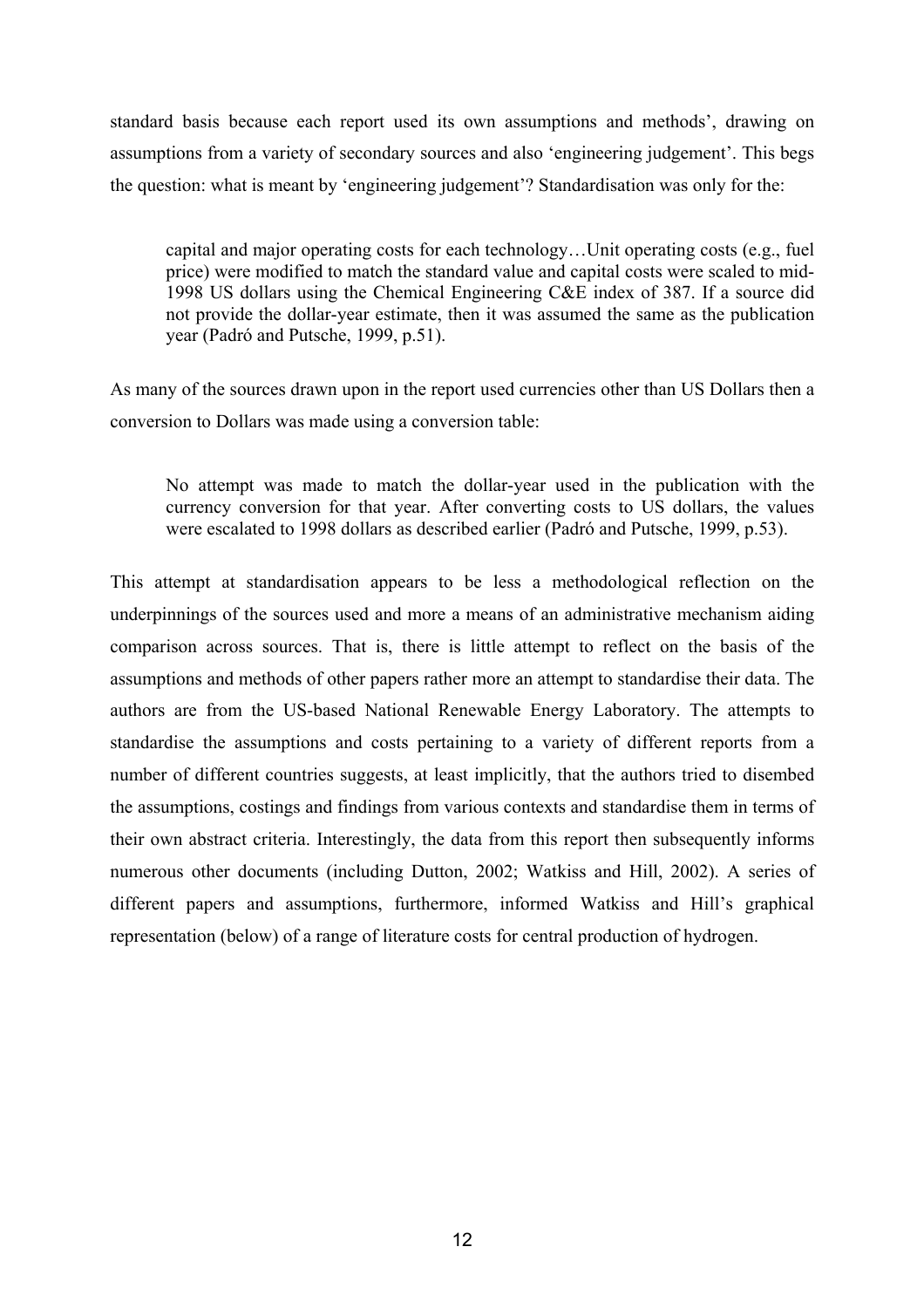standard basis because each report used its own assumptions and methods', drawing on assumptions from a variety of secondary sources and also 'engineering judgement'. This begs the question: what is meant by 'engineering judgement'? Standardisation was only for the:

> capital and major operating costs for each technology…Unit operating costs (e.g., fuel price) were modified to match the standard value and capital costs were scaled to mid-1998 US dollars using the Chemical Engineering C&E index of 387. If a source did not provide the dollar-year estimate, then it was assumed the same as the publication year (Padró and Putsche, 1999, p.51).

As many of the sources drawn upon in the report used currencies other than US Dollars then a conversion to Dollars was made using a conversion table:

> No attempt was made to match the dollar-year used in the publication with the currency conversion for that year. After converting costs to US dollars, the values were escalated to 1998 dollars as described earlier (Padró and Putsche, 1999, p.53).

This attempt at standardisation appears to be less a methodological reflection on the underpinnings of the sources used and more a means of an administrative mechanism aiding comparison across sources. That is, there is little attempt to reflect on the basis of the assumptions and methods of other papers rather more an attempt to standardise their data. The authors are from the US-based National Renewable Energy Laboratory. The attempts to standardise the assumptions and costs pertaining to a variety of different reports from a number of different countries suggests, at least implicitly, that the authors tried to disembed the assumptions, costings and findings from various contexts and standardise them in terms of their own abstract criteria. Interestingly, the data from this report then subsequently informs numerous other documents (including Dutton, 2002; Watkiss and Hill, 2002). A series of different papers and assumptions, furthermore, informed Watkiss and Hill's graphical representation (below) of a range of literature costs for central production of hydrogen.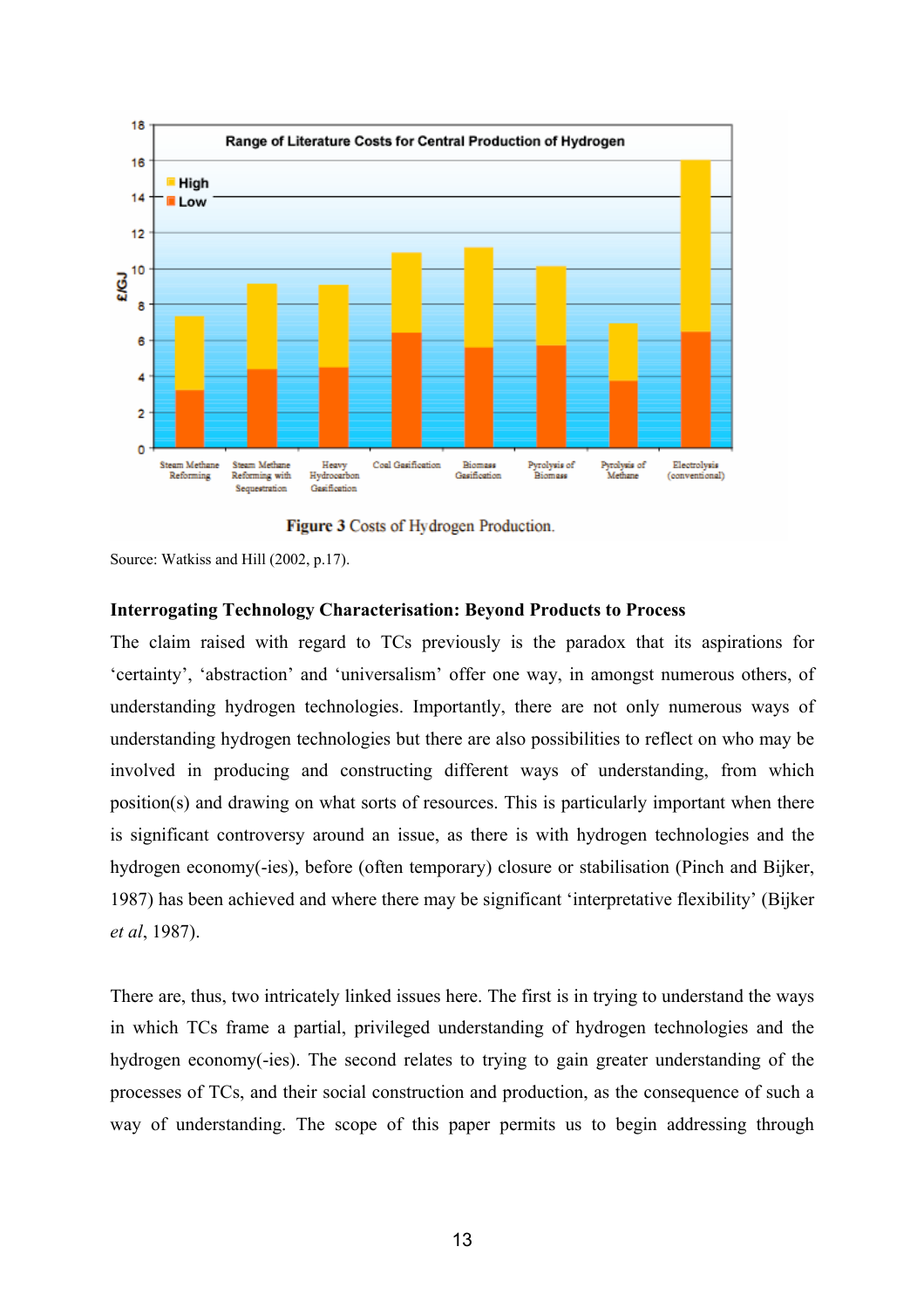Figure 3 Costs of Hydrogen Production.

Source: Watkiss and Hill (2002, p.17).

**Interrogating Technology Characterisation: Beyond Products to Process**

The claim raised with regard to TCs previously is the paradox that its aspirations for 'certainty', 'abstraction' and 'universalism' offer one way, in amongst numerous others, of understanding hydrogen technologies. Importantly, there are not only numerous ways of understanding hydrogen technologies but there are also possibilities to reflect on who may be involved in producing and constructing different ways of understanding, from which position(s) and drawing on what sorts of resources. This is particularly important when there is significant controversy around an issue, as there is with hydrogen technologies and the hydrogen economy(-ies), before (often temporary) closure or stabilisation (Pinch and Bijker, 1987) has been achieved and where there may be significant 'interpretative flexibility' (Bijker *et al*, 1987).

There are, thus, two intricately linked issues here. The first is in trying to understand the ways in which TCs frame a partial, privileged understanding of hydrogen technologies and the hydrogen economy(-ies). The second relates to trying to gain greater understanding of the processes of TCs, and their social construction and production, as the consequence of such a way of understanding. The scope of this paper permits us to begin addressing through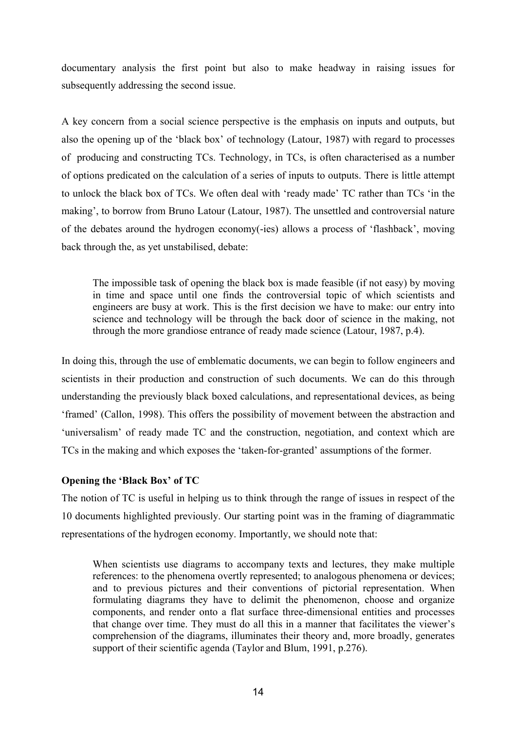documentary analysis the first point but also to make headway in raising issues for subsequently addressing the second issue.

A key concern from a social science perspective is the emphasis on inputs and outputs, but also the opening up of the 'black box' of technology (Latour, 1987) with regard to processes of producing and constructing TCs. Technology, in TCs, is often characterised as a number of options predicated on the calculation of a series of inputs to outputs. There is little attempt to unlock the black box of TCs. We often deal with 'ready made' TC rather than TCs 'in the making', to borrow from Bruno Latour (Latour, 1987). The unsettled and controversial nature of the debates around the hydrogen economy(-ies) allows a process of 'flashback', moving back through the, as yet unstabilised, debate:

> The impossible task of opening the black box is made feasible (if not easy) by moving in time and space until one finds the controversial topic of which scientists and engineers are busy at work. This is the first decision we have to make: our entry into science and technology will be through the back door of science in the making, not through the more grandiose entrance of ready made science (Latour, 1987, p.4).

In doing this, through the use of emblematic documents, we can begin to follow engineers and scientists in their production and construction of such documents. We can do this through understanding the previously black boxed calculations, and representational devices, as being 'framed' (Callon, 1998). This offers the possibility of movement between the abstraction and 'universalism' of ready made TC and the construction, negotiation, and context which are TCs in the making and which exposes the 'taken-for-granted' assumptions of the former.

**Opening the 'Black Box' of TC**

The notion of TC is useful in helping us to think through the range of issues in respect of the 10 documents highlighted previously. Our starting point was in the framing of diagrammatic representations of the hydrogen economy. Importantly, we should note that:

> When scientists use diagrams to accompany texts and lectures, they make multiple references: to the phenomena overtly represented; to analogous phenomena or devices; and to previous pictures and their conventions of pictorial representation. When formulating diagrams they have to delimit the phenomenon, choose and organize components, and render onto a flat surface three-dimensional entities and processes that change over time. They must do all this in a manner that facilitates the viewer's comprehension of the diagrams, illuminates their theory and, more broadly, generates support of their scientific agenda (Taylor and Blum, 1991, p.276).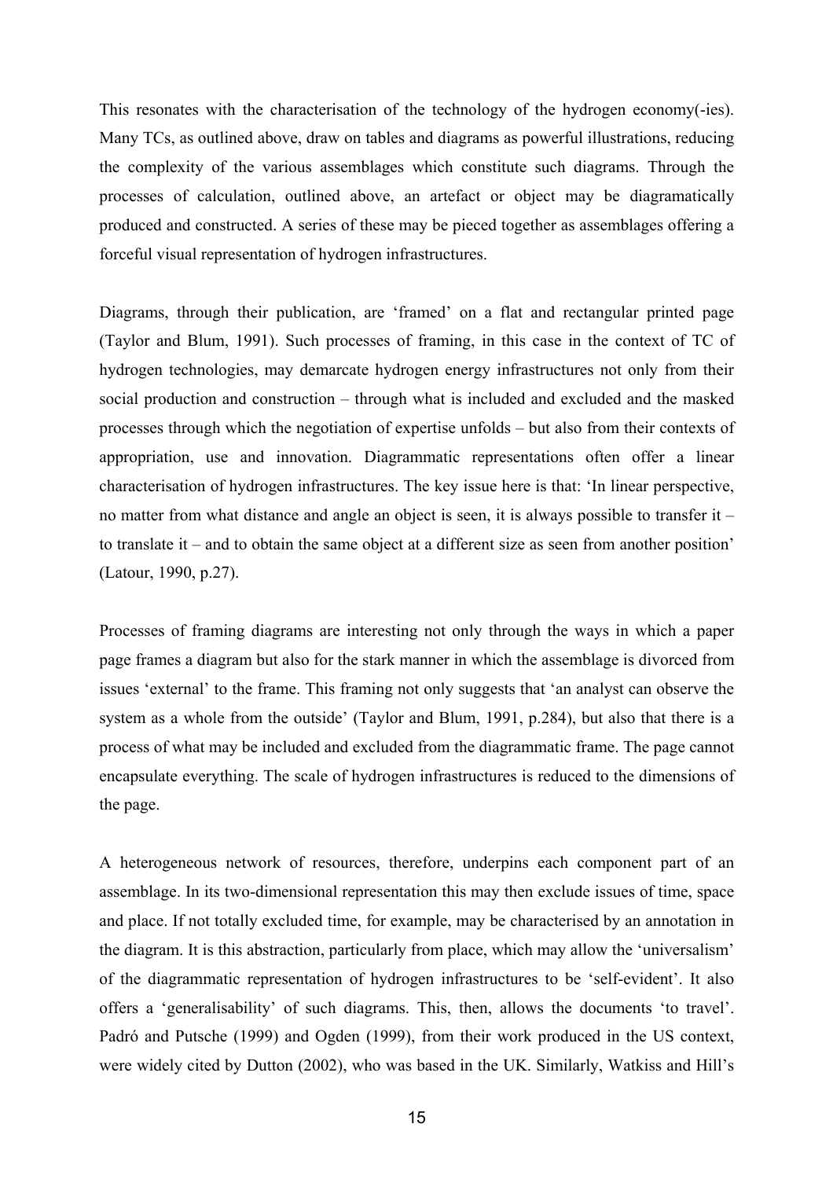This resonates with the characterisation of the technology of the hydrogen economy(-ies). Many TCs, as outlined above, draw on tables and diagrams as powerful illustrations, reducing the complexity of the various assemblages which constitute such diagrams. Through the processes of calculation, outlined above, an artefact or object may be diagramatically produced and constructed. A series of these may be pieced together as assemblages offering a forceful visual representation of hydrogen infrastructures.

Diagrams, through their publication, are 'framed' on a flat and rectangular printed page (Taylor and Blum, 1991). Such processes of framing, in this case in the context of TC of hydrogen technologies, may demarcate hydrogen energy infrastructures not only from their social production and construction – through what is included and excluded and the masked processes through which the negotiation of expertise unfolds – but also from their contexts of appropriation, use and innovation. Diagrammatic representations often offer a linear characterisation of hydrogen infrastructures. The key issue here is that: 'In linear perspective, no matter from what distance and angle an object is seen, it is always possible to transfer it – to translate it – and to obtain the same object at a different size as seen from another position' (Latour, 1990, p.27).

Processes of framing diagrams are interesting not only through the ways in which a paper page frames a diagram but also for the stark manner in which the assemblage is divorced from issues 'external' to the frame. This framing not only suggests that 'an analyst can observe the system as a whole from the outside' (Taylor and Blum, 1991, p.284), but also that there is a process of what may be included and excluded from the diagrammatic frame. The page cannot encapsulate everything. The scale of hydrogen infrastructures is reduced to the dimensions of the page.

A heterogeneous network of resources, therefore, underpins each component part of an assemblage. In its two-dimensional representation this may then exclude issues of time, space and place. If not totally excluded time, for example, may be characterised by an annotation in the diagram. It is this abstraction, particularly from place, which may allow the 'universalism' of the diagrammatic representation of hydrogen infrastructures to be 'self-evident'. It also offers a 'generalisability' of such diagrams. This, then, allows the documents 'to travel'. Padró and Putsche (1999) and Ogden (1999), from their work produced in the US context, were widely cited by Dutton (2002), who was based in the UK. Similarly, Watkiss and Hill's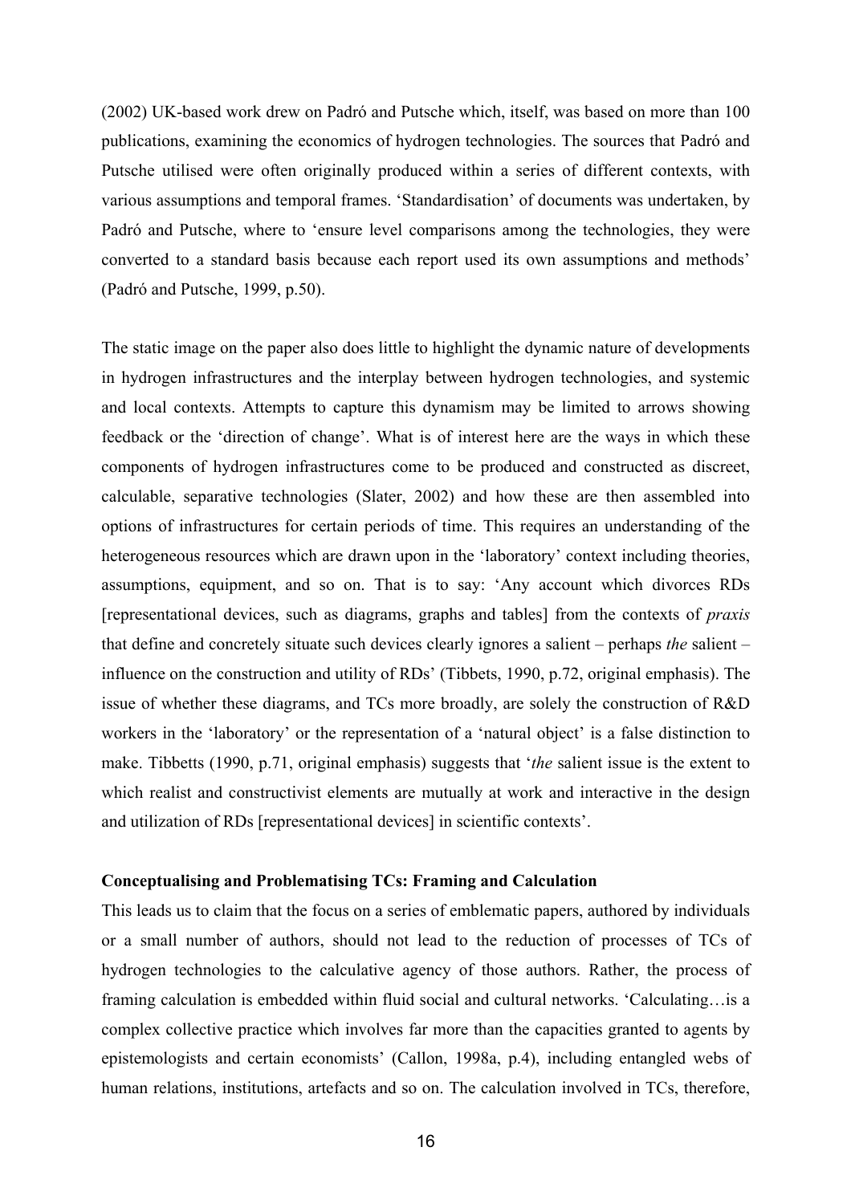(2002) UK-based work drew on Padró and Putsche which, itself, was based on more than 100 publications, examining the economics of hydrogen technologies. The sources that Padró and Putsche utilised were often originally produced within a series of different contexts, with various assumptions and temporal frames. 'Standardisation' of documents was undertaken, by Padró and Putsche, where to 'ensure level comparisons among the technologies, they were converted to a standard basis because each report used its own assumptions and methods' (Padró and Putsche, 1999, p.50).

The static image on the paper also does little to highlight the dynamic nature of developments in hydrogen infrastructures and the interplay between hydrogen technologies, and systemic and local contexts. Attempts to capture this dynamism may be limited to arrows showing feedback or the 'direction of change'. What is of interest here are the ways in which these components of hydrogen infrastructures come to be produced and constructed as discreet, calculable, separative technologies (Slater, 2002) and how these are then assembled into options of infrastructures for certain periods of time. This requires an understanding of the heterogeneous resources which are drawn upon in the 'laboratory' context including theories, assumptions, equipment, and so on. That is to say: 'Any account which divorces RDs [representational devices, such as diagrams, graphs and tables] from the contexts of *praxis* that define and concretely situate such devices clearly ignores a salient – perhaps *the* salient – influence on the construction and utility of RDs' (Tibbets, 1990, p.72, original emphasis). The issue of whether these diagrams, and TCs more broadly, are solely the construction of R&D workers in the 'laboratory' or the representation of a 'natural object' is a false distinction to make. Tibbetts (1990, p.71, original emphasis) suggests that '*the* salient issue is the extent to which realist and constructivist elements are mutually at work and interactive in the design and utilization of RDs [representational devices] in scientific contexts'.

**Conceptualising and Problematising TCs: Framing and Calculation**

This leads us to claim that the focus on a series of emblematic papers, authored by individuals or a small number of authors, should not lead to the reduction of processes of TCs of hydrogen technologies to the calculative agency of those authors. Rather, the process of framing calculation is embedded within fluid social and cultural networks. 'Calculating…is a complex collective practice which involves far more than the capacities granted to agents by epistemologists and certain economists' (Callon, 1998a, p.4), including entangled webs of human relations, institutions, artefacts and so on. The calculation involved in TCs, therefore,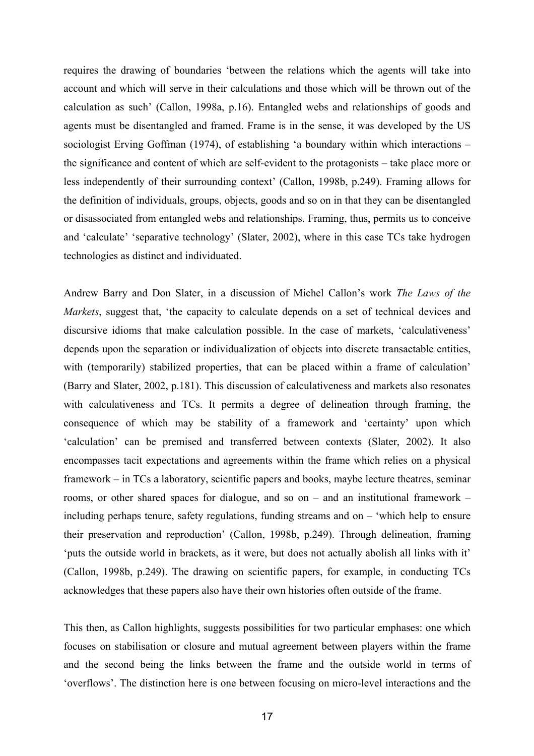requires the drawing of boundaries 'between the relations which the agents will take into account and which will serve in their calculations and those which will be thrown out of the calculation as such' (Callon, 1998a, p.16). Entangled webs and relationships of goods and agents must be disentangled and framed. Frame is in the sense, it was developed by the US sociologist Erving Goffman (1974), of establishing 'a boundary within which interactions – the significance and content of which are self-evident to the protagonists – take place more or less independently of their surrounding context' (Callon, 1998b, p.249). Framing allows for the definition of individuals, groups, objects, goods and so on in that they can be disentangled or disassociated from entangled webs and relationships. Framing, thus, permits us to conceive and 'calculate' 'separative technology' (Slater, 2002), where in this case TCs take hydrogen technologies as distinct and individuated.

Andrew Barry and Don Slater, in a discussion of Michel Callon's work *The Laws of the Markets*, suggest that, 'the capacity to calculate depends on a set of technical devices and discursive idioms that make calculation possible. In the case of markets, 'calculativeness' depends upon the separation or individualization of objects into discrete transactable entities, with (temporarily) stabilized properties, that can be placed within a frame of calculation' (Barry and Slater, 2002, p.181). This discussion of calculativeness and markets also resonates with calculativeness and TCs. It permits a degree of delineation through framing, the consequence of which may be stability of a framework and 'certainty' upon which 'calculation' can be premised and transferred between contexts (Slater, 2002). It also encompasses tacit expectations and agreements within the frame which relies on a physical framework – in TCs a laboratory, scientific papers and books, maybe lecture theatres, seminar rooms, or other shared spaces for dialogue, and so on – and an institutional framework – including perhaps tenure, safety regulations, funding streams and on – 'which help to ensure their preservation and reproduction' (Callon, 1998b, p.249). Through delineation, framing 'puts the outside world in brackets, as it were, but does not actually abolish all links with it' (Callon, 1998b, p.249). The drawing on scientific papers, for example, in conducting TCs acknowledges that these papers also have their own histories often outside of the frame.

This then, as Callon highlights, suggests possibilities for two particular emphases: one which focuses on stabilisation or closure and mutual agreement between players within the frame and the second being the links between the frame and the outside world in terms of 'overflows'. The distinction here is one between focusing on micro-level interactions and the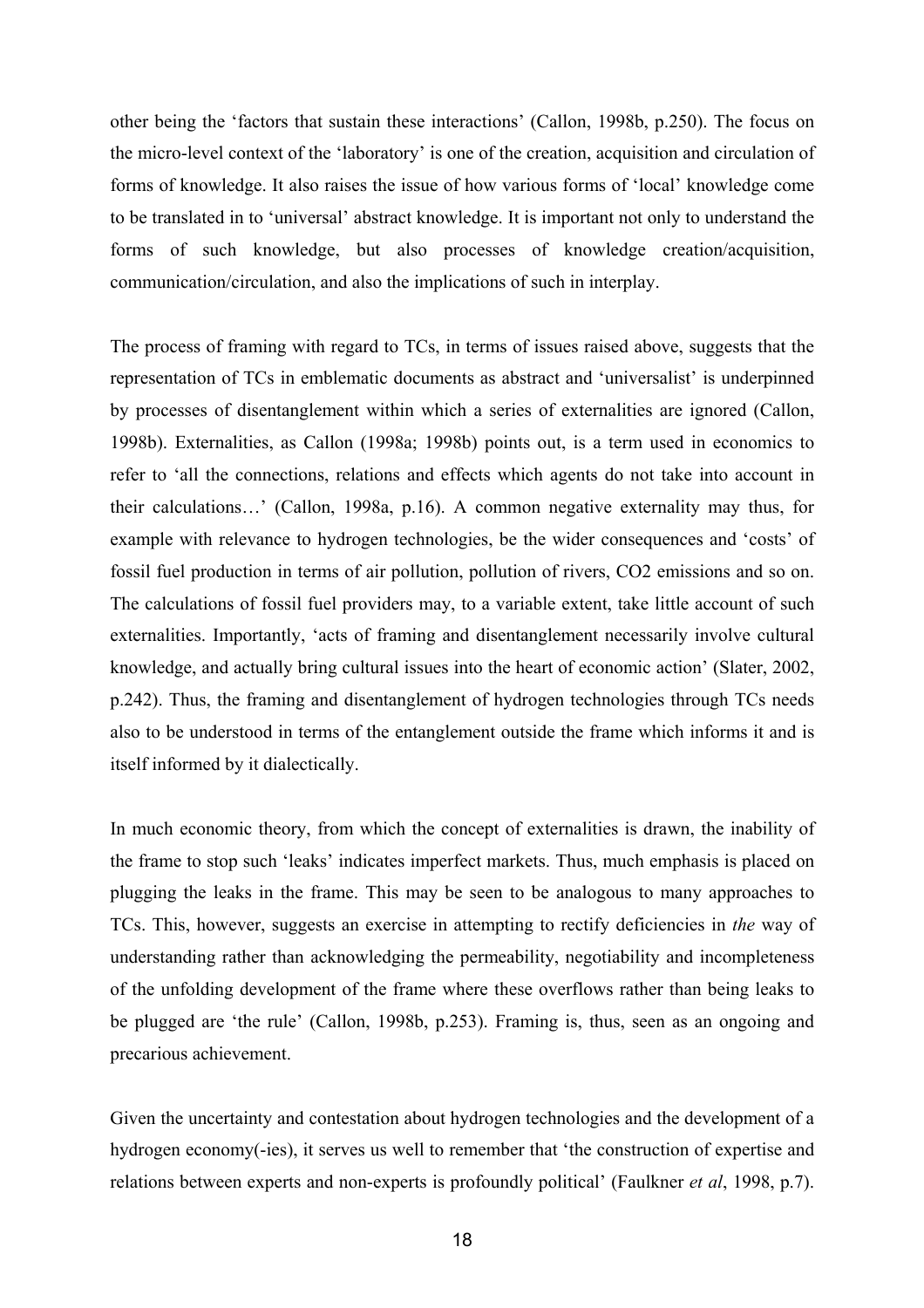other being the 'factors that sustain these interactions' (Callon, 1998b, p.250). The focus on the micro-level context of the 'laboratory' is one of the creation, acquisition and circulation of forms of knowledge. It also raises the issue of how various forms of 'local' knowledge come to be translated in to 'universal' abstract knowledge. It is important not only to understand the forms of such knowledge, but also processes of knowledge creation/acquisition, communication/circulation, and also the implications of such in interplay.

The process of framing with regard to TCs, in terms of issues raised above, suggests that the representation of TCs in emblematic documents as abstract and 'universalist' is underpinned by processes of disentanglement within which a series of externalities are ignored (Callon, 1998b). Externalities, as Callon (1998a; 1998b) points out, is a term used in economics to refer to 'all the connections, relations and effects which agents do not take into account in their calculations…' (Callon, 1998a, p.16). A common negative externality may thus, for example with relevance to hydrogen technologies, be the wider consequences and 'costs' of fossil fuel production in terms of air pollution, pollution of rivers, $CO_2$ emissions and so on. The calculations of fossil fuel providers may, to a variable extent, take little account of such externalities. Importantly, 'acts of framing and disentanglement necessarily involve cultural knowledge, and actually bring cultural issues into the heart of economic action' (Slater, 2002, p.242). Thus, the framing and disentanglement of hydrogen technologies through TCs needs also to be understood in terms of the entanglement outside the frame which informs it and is itself informed by it dialectically.

In much economic theory, from which the concept of externalities is drawn, the inability of the frame to stop such 'leaks' indicates imperfect markets. Thus, much emphasis is placed on plugging the leaks in the frame. This may be seen to be analogous to many approaches to TCs. This, however, suggests an exercise in attempting to rectify deficiencies in *the* way of understanding rather than acknowledging the permeability, negotiability and incompleteness of the unfolding development of the frame where these overflows rather than being leaks to be plugged are 'the rule' (Callon, 1998b, p.253). Framing is, thus, seen as an ongoing and precarious achievement.

Given the uncertainty and contestation about hydrogen technologies and the development of a hydrogen economy(-ies), it serves us well to remember that 'the construction of expertise and relations between experts and non-experts is profoundly political' (Faulkner *et al*, 1998, p.7).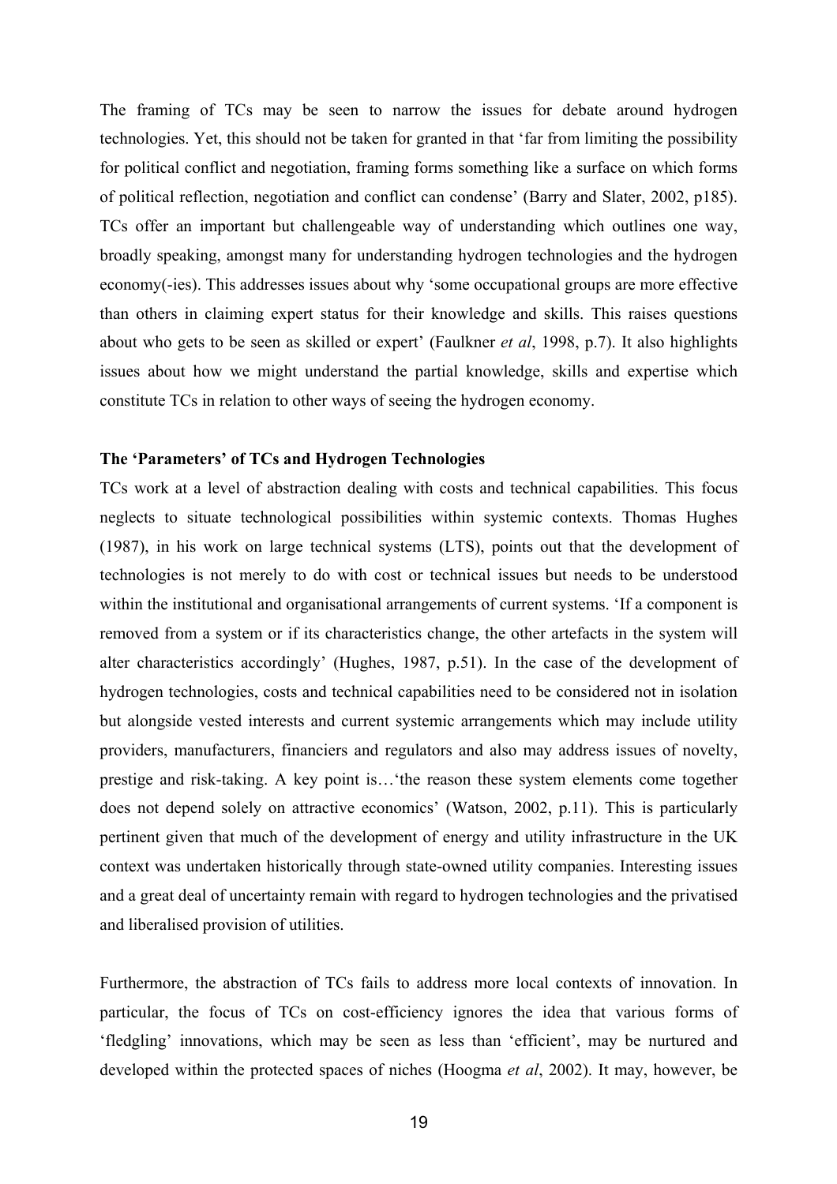The framing of TCs may be seen to narrow the issues for debate around hydrogen technologies. Yet, this should not be taken for granted in that 'far from limiting the possibility for political conflict and negotiation, framing forms something like a surface on which forms of political reflection, negotiation and conflict can condense' (Barry and Slater, 2002, p185). TCs offer an important but challengeable way of understanding which outlines one way, broadly speaking, amongst many for understanding hydrogen technologies and the hydrogen economy(-ies). This addresses issues about why 'some occupational groups are more effective than others in claiming expert status for their knowledge and skills. This raises questions about who gets to be seen as skilled or expert' (Faulkner *et al*, 1998, p.7). It also highlights issues about how we might understand the partial knowledge, skills and expertise which constitute TCs in relation to other ways of seeing the hydrogen economy.

**The 'Parameters' of TCs and Hydrogen Technologies**

TCs work at a level of abstraction dealing with costs and technical capabilities. This focus neglects to situate technological possibilities within systemic contexts. Thomas Hughes (1987), in his work on large technical systems (LTS), points out that the development of technologies is not merely to do with cost or technical issues but needs to be understood within the institutional and organisational arrangements of current systems. 'If a component is removed from a system or if its characteristics change, the other artefacts in the system will alter characteristics accordingly' (Hughes, 1987, p.51). In the case of the development of hydrogen technologies, costs and technical capabilities need to be considered not in isolation but alongside vested interests and current systemic arrangements which may include utility providers, manufacturers, financiers and regulators and also may address issues of novelty, prestige and risk-taking. A key point is…'the reason these system elements come together does not depend solely on attractive economics' (Watson, 2002, p.11). This is particularly pertinent given that much of the development of energy and utility infrastructure in the UK context was undertaken historically through state-owned utility companies. Interesting issues and a great deal of uncertainty remain with regard to hydrogen technologies and the privatised and liberalised provision of utilities.

Furthermore, the abstraction of TCs fails to address more local contexts of innovation. In particular, the focus of TCs on cost-efficiency ignores the idea that various forms of 'fledgling' innovations, which may be seen as less than 'efficient', may be nurtured and developed within the protected spaces of niches (Hoogma *et al*, 2002). It may, however, be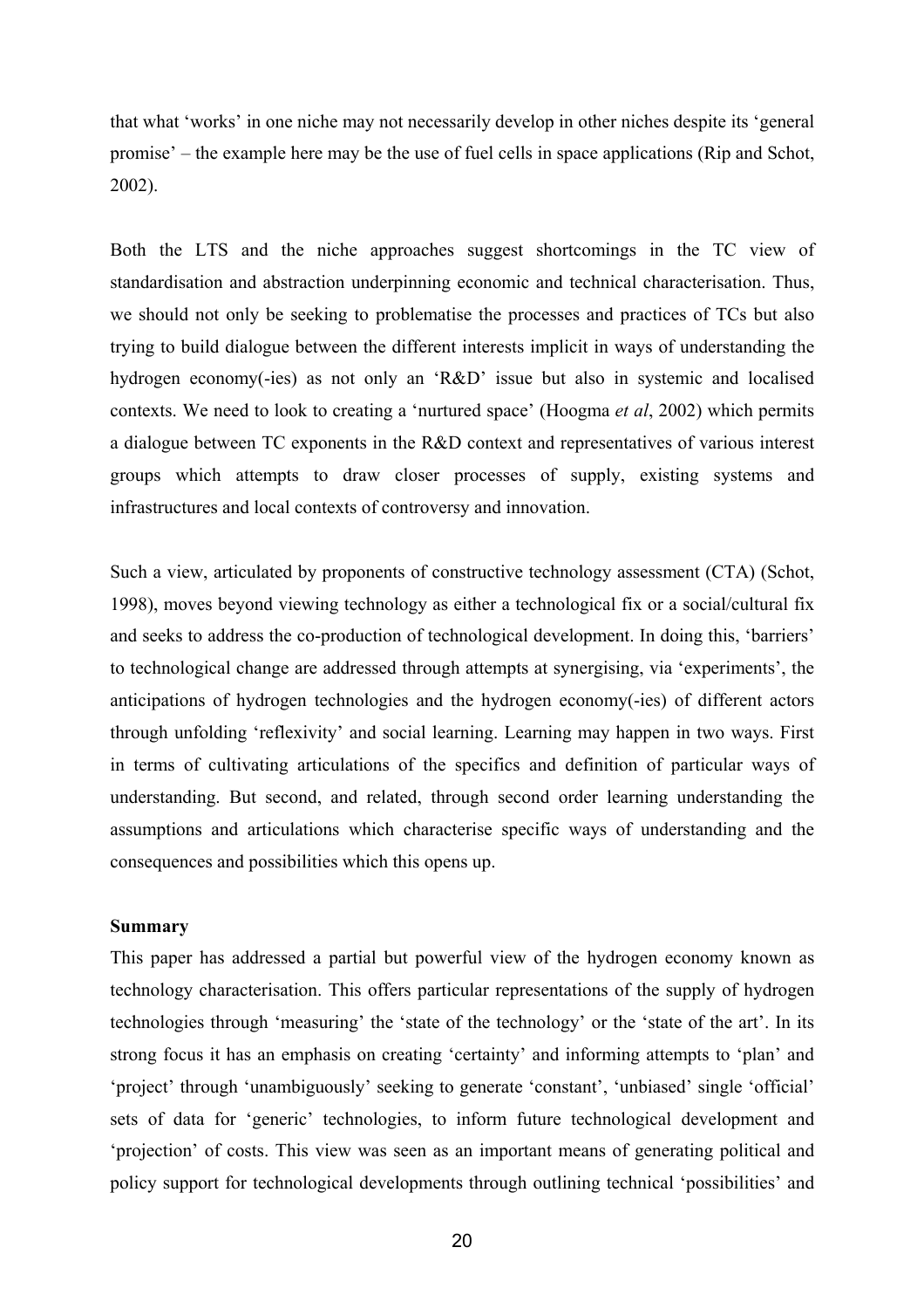that what ‘works’ in one niche may not necessarily develop in other niches despite its ‘general promise’ – the example here may be the use of fuel cells in space applications (Rip and Schot, 2002).

Both the LTS and the niche approaches suggest shortcomings in the TC view of standardisation and abstraction underpinning economic and technical characterisation. Thus, we should not only be seeking to problematise the processes and practices of TCs but also trying to build dialogue between the different interests implicit in ways of understanding the hydrogen economy(-ies) as not only an ‘R&D’ issue but also in systemic and localised contexts. We need to look to creating a ‘nurtured space’ (Hoogma *et al*, 2002) which permits a dialogue between TC exponents in the R&D context and representatives of various interest groups which attempts to draw closer processes of supply, existing systems and infrastructures and local contexts of controversy and innovation.

Such a view, articulated by proponents of constructive technology assessment (CTA) (Schot, 1998), moves beyond viewing technology as either a technological fix or a social/cultural fix and seeks to address the co-production of technological development. In doing this, ‘barriers’ to technological change are addressed through attempts at synergising, via ‘experiments’, the anticipations of hydrogen technologies and the hydrogen economy(-ies) of different actors through unfolding ‘reflexivity’ and social learning. Learning may happen in two ways. First in terms of cultivating articulations of the specifics and definition of particular ways of understanding. But second, and related, through second order learning understanding the assumptions and articulations which characterise specific ways of understanding and the consequences and possibilities which this opens up.

**Summary**

This paper has addressed a partial but powerful view of the hydrogen economy known as technology characterisation. This offers particular representations of the supply of hydrogen technologies through ‘measuring’ the ‘state of the technology’ or the ‘state of the art’. In its strong focus it has an emphasis on creating ‘certainty’ and informing attempts to ‘plan’ and ‘project’ through ‘unambiguously’ seeking to generate ‘constant’, ‘unbiased’ single ‘official’ sets of data for ‘generic’ technologies, to inform future technological development and ‘projection’ of costs. This view was seen as an important means of generating political and policy support for technological developments through outlining technical ‘possibilities’ and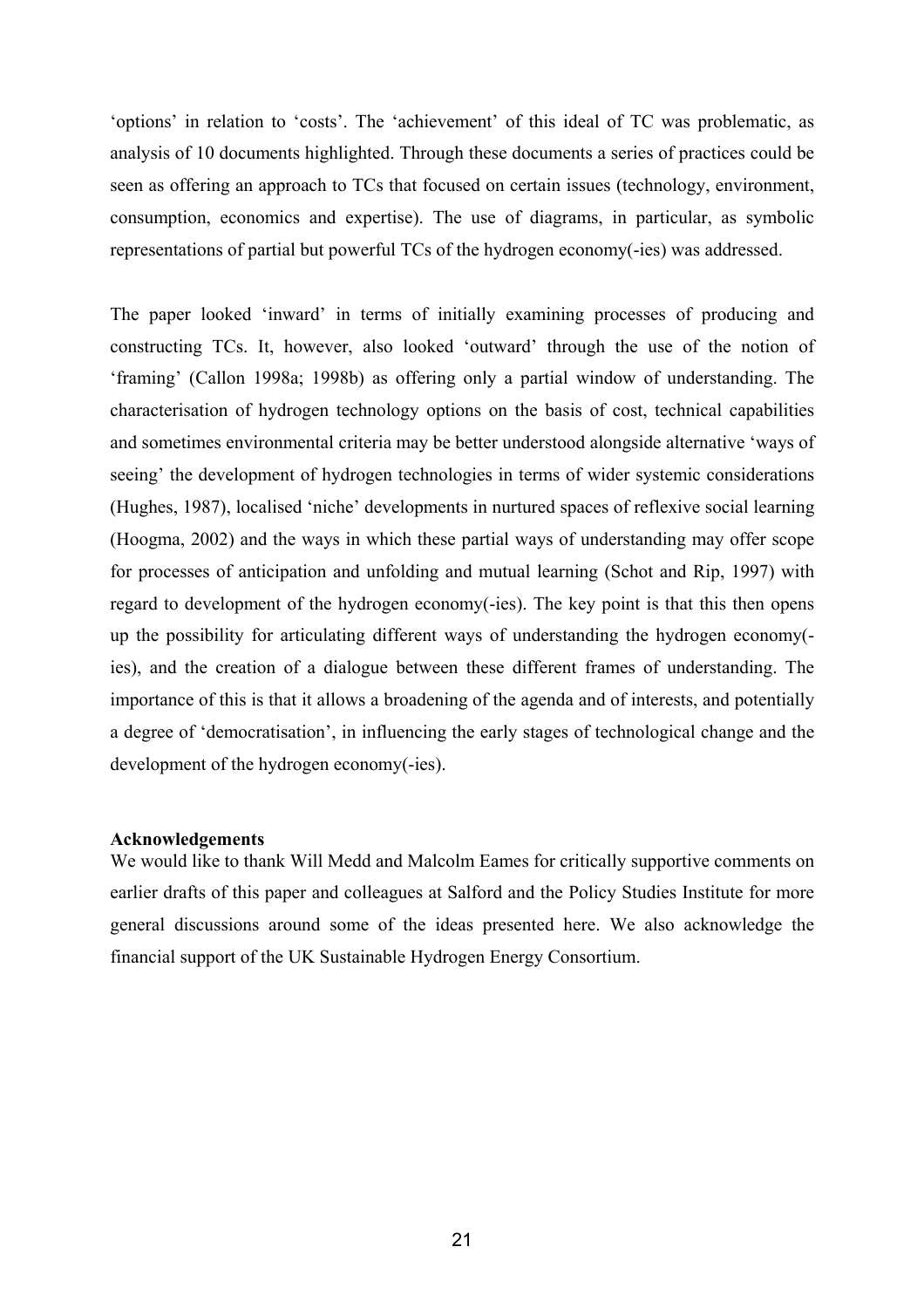'options' in relation to 'costs'. The 'achievement' of this ideal of TC was problematic, as analysis of 10 documents highlighted. Through these documents a series of practices could be seen as offering an approach to TCs that focused on certain issues (technology, environment, consumption, economics and expertise). The use of diagrams, in particular, as symbolic representations of partial but powerful TCs of the hydrogen economy(-ies) was addressed.

The paper looked 'inward' in terms of initially examining processes of producing and constructing TCs. It, however, also looked 'outward' through the use of the notion of 'framing' (Callon 1998a; 1998b) as offering only a partial window of understanding. The characterisation of hydrogen technology options on the basis of cost, technical capabilities and sometimes environmental criteria may be better understood alongside alternative 'ways of seeing' the development of hydrogen technologies in terms of wider systemic considerations (Hughes, 1987), localised 'niche' developments in nurtured spaces of reflexive social learning (Hoogma, 2002) and the ways in which these partial ways of understanding may offer scope for processes of anticipation and unfolding and mutual learning (Schot and Rip, 1997) with regard to development of the hydrogen economy(-ies). The key point is that this then opens up the possibility for articulating different ways of understanding the hydrogen economy(-ies), and the creation of a dialogue between these different frames of understanding. The importance of this is that it allows a broadening of the agenda and of interests, and potentially a degree of 'democratisation', in influencing the early stages of technological change and the development of the hydrogen economy(-ies).

**Acknowledgements**

We would like to thank Will Medd and Malcolm Eames for critically supportive comments on earlier drafts of this paper and colleagues at Salford and the Policy Studies Institute for more general discussions around some of the ideas presented here. We also acknowledge the financial support of the UK Sustainable Hydrogen Energy Consortium.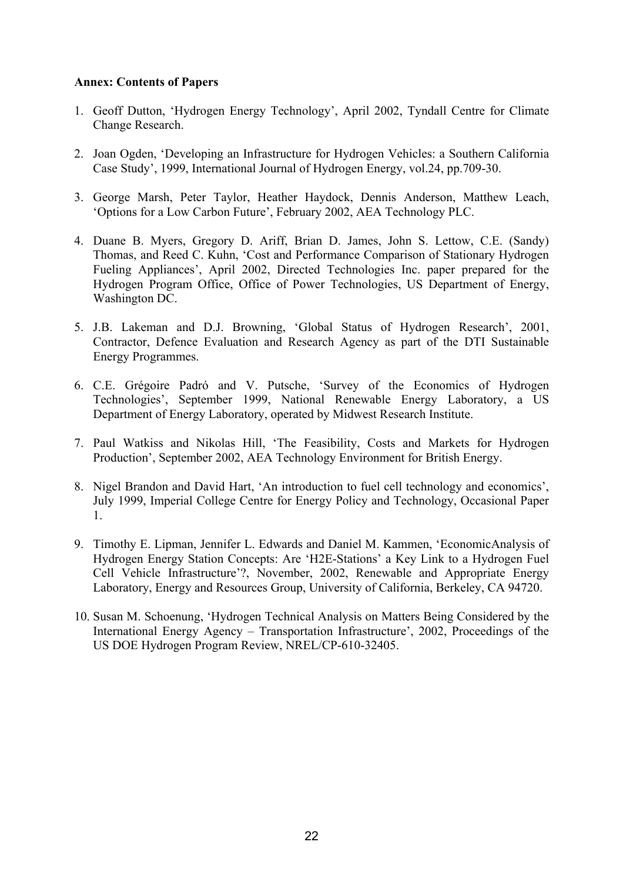**Annex: Contents of Papers**

1. Geoff Dutton, 'Hydrogen Energy Technology', April 2002, Tyndall Centre for Climate Change Research.

2. Joan Ogden, 'Developing an Infrastructure for Hydrogen Vehicles: a Southern California Case Study', 1999, International Journal of Hydrogen Energy, vol.24, pp.709-30.

3. George Marsh, Peter Taylor, Heather Haydock, Dennis Anderson, Matthew Leach, 'Options for a Low Carbon Future', February 2002, AEA Technology PLC.

4. Duane B. Myers, Gregory D. Ariff, Brian D. James, John S. Lettow, C.E. (Sandy) Thomas, and Reed C. Kuhn, 'Cost and Performance Comparison of Stationary Hydrogen Fueling Appliances', April 2002, Directed Technologies Inc. paper prepared for the Hydrogen Program Office, Office of Power Technologies, US Department of Energy, Washington DC.

5. J.B. Lakeman and D.J. Browning, 'Global Status of Hydrogen Research', 2001, Contractor, Defence Evaluation and Research Agency as part of the DTI Sustainable Energy Programmes.

6. C.E. Grégoire Padró and V. Putsche, 'Survey of the Economics of Hydrogen Technologies', September 1999, National Renewable Energy Laboratory, a US Department of Energy Laboratory, operated by Midwest Research Institute.

7. Paul Watkiss and Nikolas Hill, 'The Feasibility, Costs and Markets for Hydrogen Production', September 2002, AEA Technology Environment for British Energy.

8. Nigel Brandon and David Hart, 'An introduction to fuel cell technology and economics', July 1999, Imperial College Centre for Energy Policy and Technology, Occasional Paper 1.

9. Timothy E. Lipman, Jennifer L. Edwards and Daniel M. Kammen, 'EconomicAnalysis of Hydrogen Energy Station Concepts: Are 'H2E-Stations' a Key Link to a Hydrogen Fuel Cell Vehicle Infrastructure'?, November, 2002, Renewable and Appropriate Energy Laboratory, Energy and Resources Group, University of California, Berkeley, CA 94720.

10. Susan M. Schoenung, 'Hydrogen Technical Analysis on Matters Being Considered by the International Energy Agency – Transportation Infrastructure', 2002, Proceedings of the US DOE Hydrogen Program Review, NREL/CP-610-32405.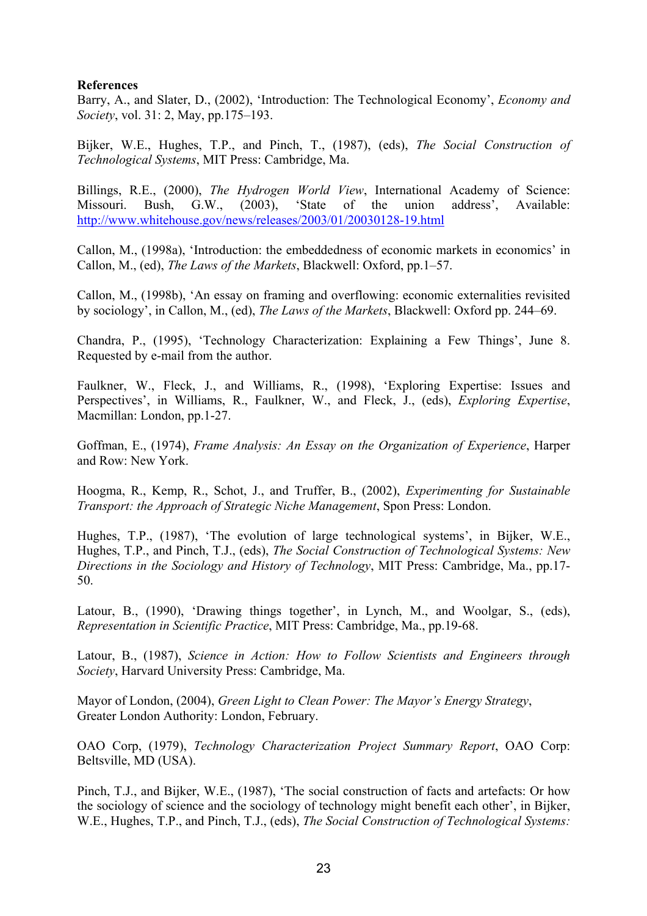**References**

Barry, A., and Slater, D., (2002), 'Introduction: The Technological Economy', *Economy and Society*, vol. 31: 2, May, pp.175–193.

Bijker, W.E., Hughes, T.P., and Pinch, T., (1987), (eds), *The Social Construction of Technological Systems*, MIT Press: Cambridge, Ma.

Billings, R.E., (2000), *The Hydrogen World View*, International Academy of Science: Missouri. Bush, G.W., (2003), 'State of the union address', Available: http://www.whitehouse.gov/news/releases/2003/01/20030128-19.html

Callon, M., (1998a), 'Introduction: the embeddedness of economic markets in economics' in Callon, M., (ed), *The Laws of the Markets*, Blackwell: Oxford, pp.1–57.

Callon, M., (1998b), 'An essay on framing and overflowing: economic externalities revisited by sociology', in Callon, M., (ed), *The Laws of the Markets*, Blackwell: Oxford pp. 244–69.

Chandra, P., (1995), 'Technology Characterization: Explaining a Few Things', June 8. Requested by e-mail from the author.

Faulkner, W., Fleck, J., and Williams, R., (1998), 'Exploring Expertise: Issues and Perspectives', in Williams, R., Faulkner, W., and Fleck, J., (eds), *Exploring Expertise*, Macmillan: London, pp.1-27.

Goffman, E., (1974), *Frame Analysis: An Essay on the Organization of Experience*, Harper and Row: New York.

Hoogma, R., Kemp, R., Schot, J., and Truffer, B., (2002), *Experimenting for Sustainable Transport: the Approach of Strategic Niche Management*, Spon Press: London.

Hughes, T.P., (1987), 'The evolution of large technological systems', in Bijker, W.E., Hughes, T.P., and Pinch, T.J., (eds), *The Social Construction of Technological Systems: New Directions in the Sociology and History of Technology*, MIT Press: Cambridge, Ma., pp.17-50.

Latour, B., (1990), 'Drawing things together', in Lynch, M., and Woolgar, S., (eds), *Representation in Scientific Practice*, MIT Press: Cambridge, Ma., pp.19-68.

Latour, B., (1987), *Science in Action: How to Follow Scientists and Engineers through Society*, Harvard University Press: Cambridge, Ma.

Mayor of London, (2004), *Green Light to Clean Power: The Mayor's Energy Strategy*, Greater London Authority: London, February.

OAO Corp, (1979), *Technology Characterization Project Summary Report*, OAO Corp: Beltsville, MD (USA).

Pinch, T.J., and Bijker, W.E., (1987), 'The social construction of facts and artefacts: Or how the sociology of science and the sociology of technology might benefit each other', in Bijker, W.E., Hughes, T.P., and Pinch, T.J., (eds), *The Social Construction of Technological Systems:*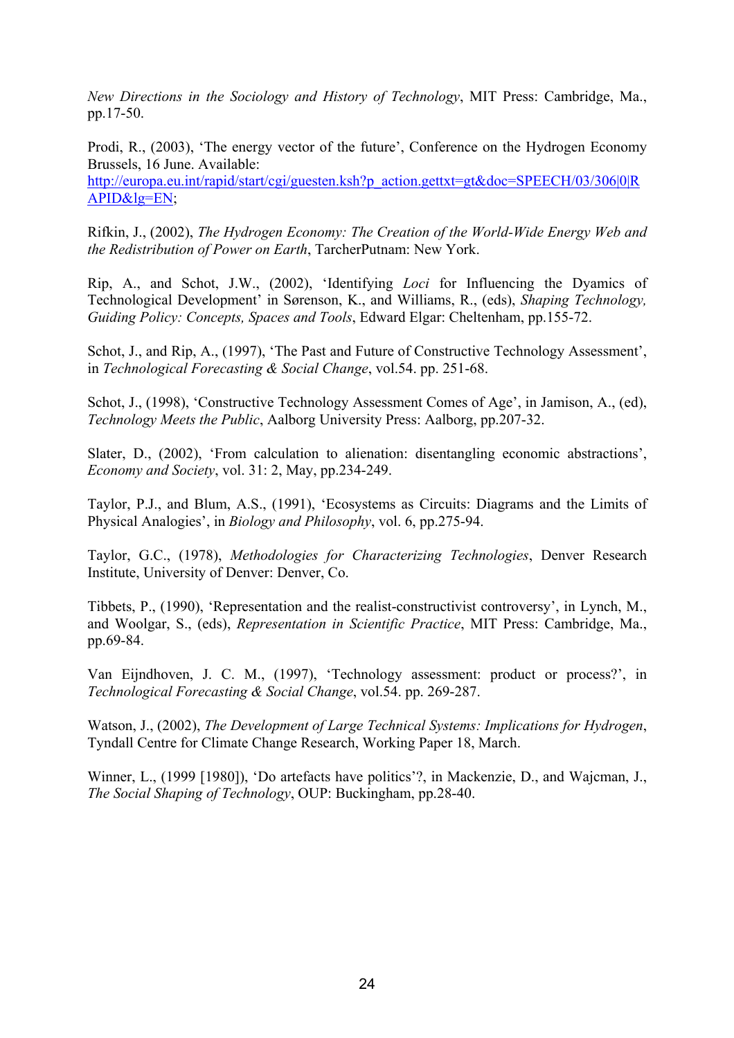*New Directions in the Sociology and History of Technology*, MIT Press: Cambridge, Ma., pp.17-50.

Prodi, R., (2003), 'The energy vector of the future', Conference on the Hydrogen Economy Brussels, 16 June. Available: http://europa.eu.int/rapid/start/cgi/guesten.ksh?p_action.gettxt=gt&doc=SPEECH/03/306|0|RAPID&lg=EN;

Rifkin, J., (2002), *The Hydrogen Economy: The Creation of the World-Wide Energy Web and the Redistribution of Power on Earth*, TarcherPutnam: New York.

Rip, A., and Schot, J.W., (2002), 'Identifying *Loci* for Influencing the Dyamics of Technological Development' in Sørenson, K., and Williams, R., (eds), *Shaping Technology, Guiding Policy: Concepts, Spaces and Tools*, Edward Elgar: Cheltenham, pp.155-72.

Schot, J., and Rip, A., (1997), 'The Past and Future of Constructive Technology Assessment', in *Technological Forecasting & Social Change*, vol.54. pp. 251-68.

Schot, J., (1998), 'Constructive Technology Assessment Comes of Age', in Jamison, A., (ed), *Technology Meets the Public*, Aalborg University Press: Aalborg, pp.207-32.

Slater, D., (2002), 'From calculation to alienation: disentangling economic abstractions', *Economy and Society*, vol. 31: 2, May, pp.234-249.

Taylor, P.J., and Blum, A.S., (1991), 'Ecosystems as Circuits: Diagrams and the Limits of Physical Analogies', in *Biology and Philosophy*, vol. 6, pp.275-94.

Taylor, G.C., (1978), *Methodologies for Characterizing Technologies*, Denver Research Institute, University of Denver: Denver, Co.

Tibbets, P., (1990), 'Representation and the realist-constructivist controversy', in Lynch, M., and Woolgar, S., (eds), *Representation in Scientific Practice*, MIT Press: Cambridge, Ma., pp.69-84.

Van Eijndhoven, J. C. M., (1997), 'Technology assessment: product or process?', in *Technological Forecasting & Social Change*, vol.54. pp. 269-287.

Watson, J., (2002), *The Development of Large Technical Systems: Implications for Hydrogen*, Tyndall Centre for Climate Change Research, Working Paper 18, March.

Winner, L., (1999 [1980]), 'Do artefacts have politics'?, in Mackenzie, D., and Wajcman, J., *The Social Shaping of Technology*, OUP: Buckingham, pp.28-40.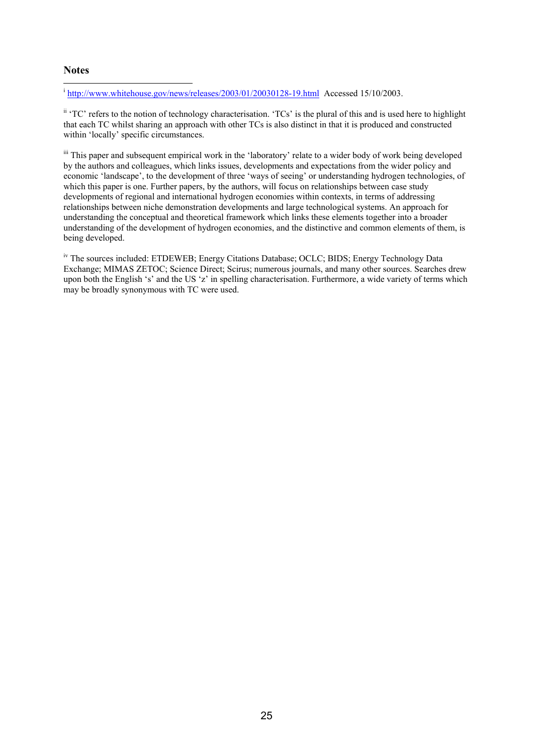## Notes

[i] http://www.whitehouse.gov/news/releases/2003/01/20030128-19.html Accessed 15/10/2003.

[ii] 'TC' refers to the notion of technology characterisation. 'TCs' is the plural of this and is used here to highlight that each TC whilst sharing an approach with other TCs is also distinct in that it is produced and constructed within 'locally' specific circumstances.

[iii] This paper and subsequent empirical work in the 'laboratory' relate to a wider body of work being developed by the authors and colleagues, which links issues, developments and expectations from the wider policy and economic 'landscape', to the development of three 'ways of seeing' or understanding hydrogen technologies, of which this paper is one. Further papers, by the authors, will focus on relationships between case study developments of regional and international hydrogen economies within contexts, in terms of addressing relationships between niche demonstration developments and large technological systems. An approach for understanding the conceptual and theoretical framework which links these elements together into a broader understanding of the development of hydrogen economies, and the distinctive and common elements of them, is being developed.

[iv] The sources included: ETDEWEB; Energy Citations Database; OCLC; BIDS; Energy Technology Data Exchange; MIMAS ZETOC; Science Direct; Scirus; numerous journals, and many other sources. Searches drew upon both the English 's' and the US 'z' in spelling characterisation. Furthermore, a wide variety of terms which may be broadly synonymous with TC were used.